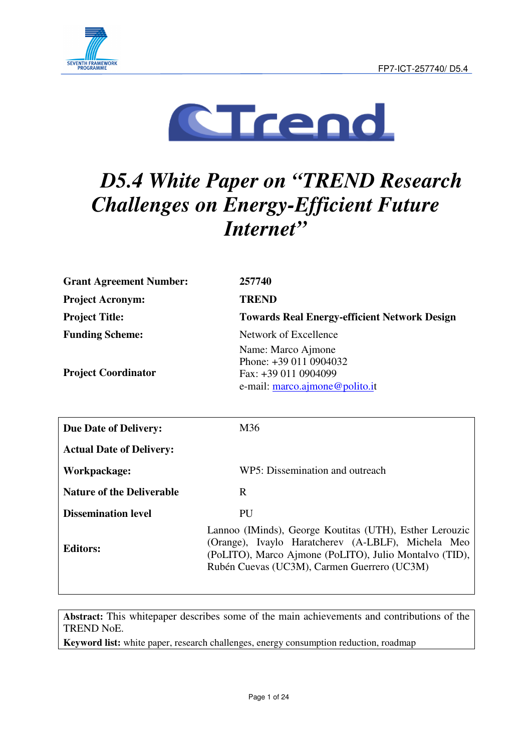# D5.4 White Paper on "TREND Research Challenges on Energy-Efficient Future Internet"

| | |
|---|---|
| **Grant Agreement Number:** | **257740** |
| **Project Acronym:** | **TREND** |
| **Project Title:** | **Towards Real Energy-efficient Network Design** |
| **Funding Scheme:** | Network of Excellence |
| **Project Coordinator** | Name: Marco Ajmone<br>Phone: +39 011 0904032<br>Fax: +39 011 0904099<br>e-mail: marco.ajmone@polito.it |

| | |
|---|---|
| **Due Date of Delivery:** | M36 |
| **Actual Date of Delivery:** | |
| **Workpackage:** | WP5: Dissemination and outreach |
| **Nature of the Deliverable** | R |
| **Dissemination level** | PU |
| **Editors:** | Lannoo (IMinds), George Koutitas (UTH), Esther Lerouzic (Orange), Ivaylo Haratcherev (A-LBLF), Michela Meo (PoLITO), Marco Ajmone (PoLITO), Julio Montalvo (TID), Rubén Cuevas (UC3M), Carmen Guerrero (UC3M) |

**Abstract:** This whitepaper describes some of the main achievements and contributions of the TREND NoE.

**Keyword list:** white paper, research challenges, energy consumption reduction, roadmap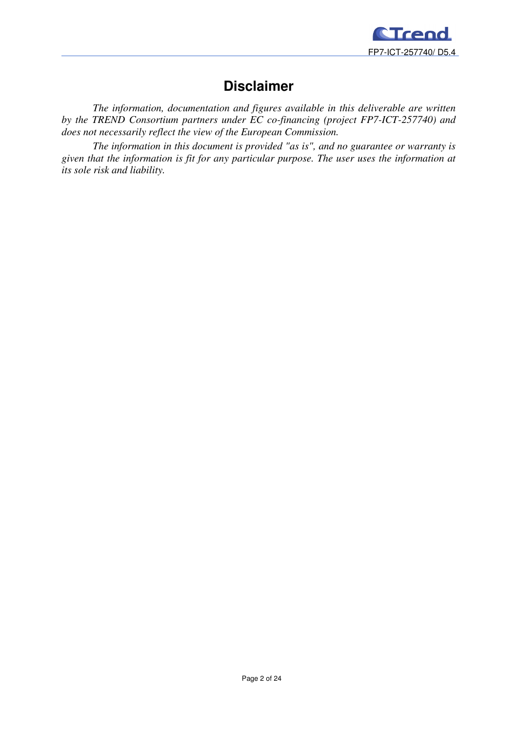# Disclaimer

*The information, documentation and figures available in this deliverable are written by the TREND Consortium partners under EC co-financing (project FP7-ICT-257740) and does not necessarily reflect the view of the European Commission.*

*The information in this document is provided "as is", and no guarantee or warranty is given that the information is fit for any particular purpose. The user uses the information at its sole risk and liability.*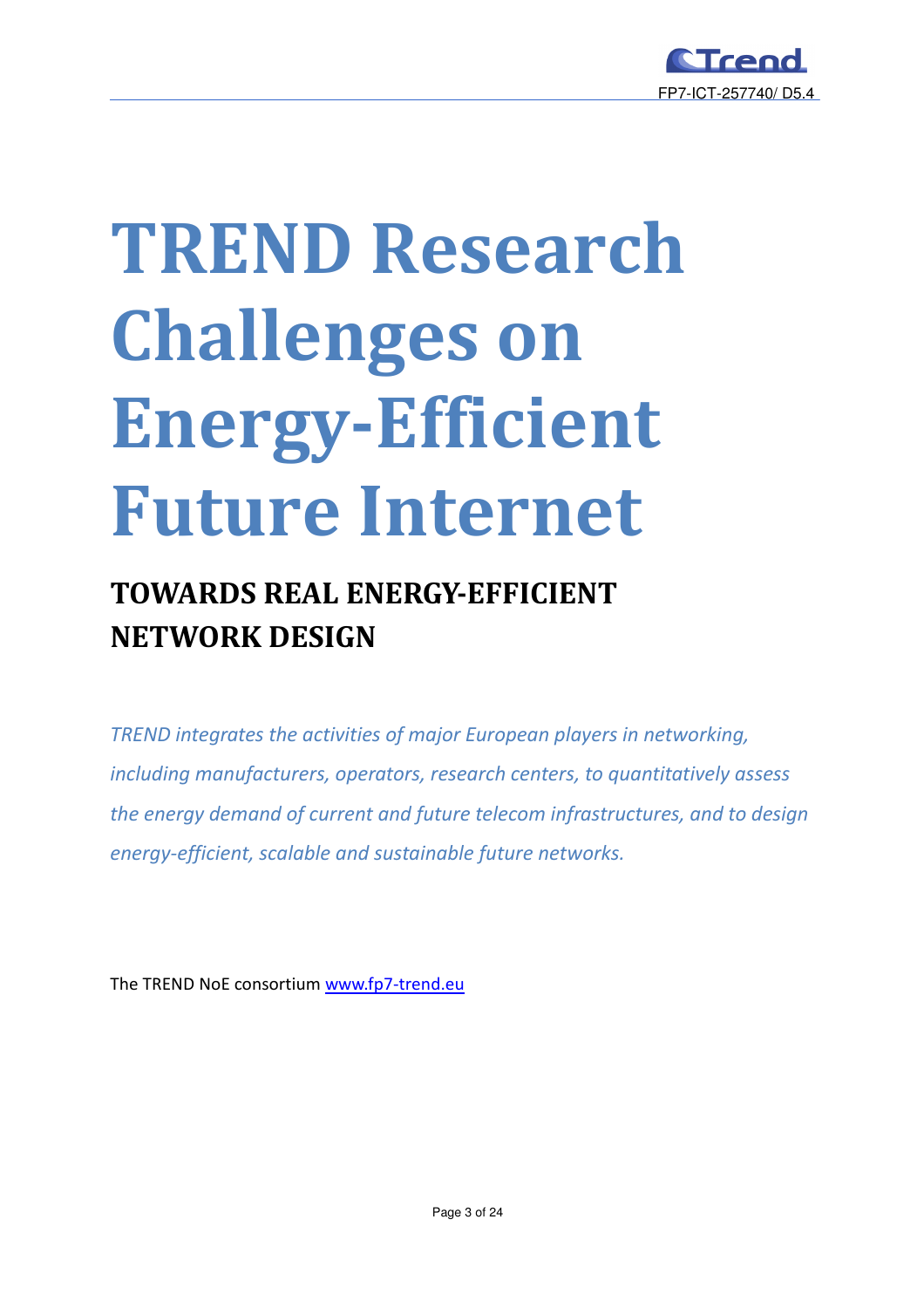# TREND Research Challenges on Energy-Efficient Future Internet

## TOWARDS REAL ENERGY-EFFICIENT NETWORK DESIGN

*TREND integrates the activities of major European players in networking, including manufacturers, operators, research centers, to quantitatively assess the energy demand of current and future telecom infrastructures, and to design energy-efficient, scalable and sustainable future networks.*

The TREND NoE consortium www.fp7-trend.eu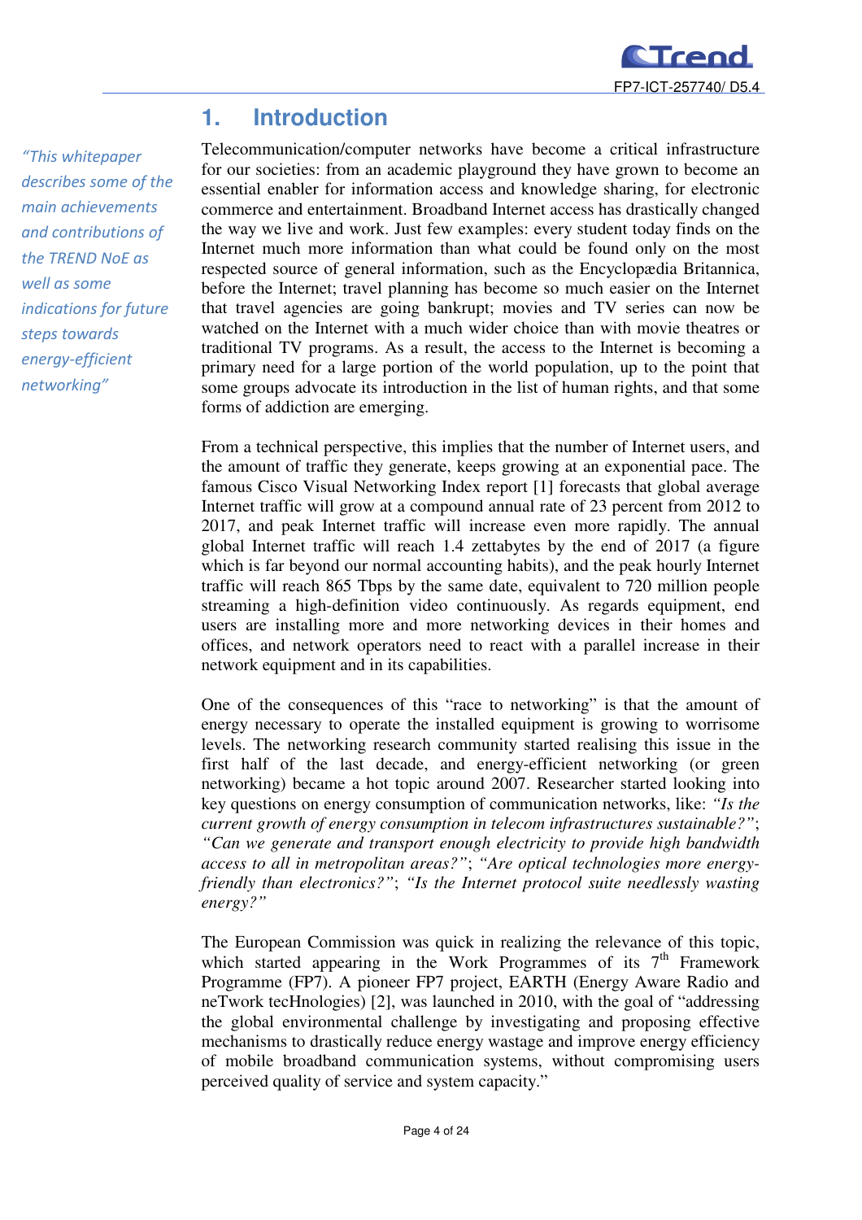# 1. Introduction

*"This whitepaper describes some of the main achievements and contributions of the TREND NoE as well as some indications for future steps towards energy-efficient networking"*

Telecommunication/computer networks have become a critical infrastructure for our societies: from an academic playground they have grown to become an essential enabler for information access and knowledge sharing, for electronic commerce and entertainment. Broadband Internet access has drastically changed the way we live and work. Just few examples: every student today finds on the Internet much more information than what could be found only on the most respected source of general information, such as the Encyclopædia Britannica, before the Internet; travel planning has become so much easier on the Internet that travel agencies are going bankrupt; movies and TV series can now be watched on the Internet with a much wider choice than with movie theatres or traditional TV programs. As a result, the access to the Internet is becoming a primary need for a large portion of the world population, up to the point that some groups advocate its introduction in the list of human rights, and that some forms of addiction are emerging.

From a technical perspective, this implies that the number of Internet users, and the amount of traffic they generate, keeps growing at an exponential pace. The famous Cisco Visual Networking Index report [1] forecasts that global average Internet traffic will grow at a compound annual rate of 23 percent from 2012 to 2017, and peak Internet traffic will increase even more rapidly. The annual global Internet traffic will reach 1.4 zettabytes by the end of 2017 (a figure which is far beyond our normal accounting habits), and the peak hourly Internet traffic will reach 865 Tbps by the same date, equivalent to 720 million people streaming a high-definition video continuously. As regards equipment, end users are installing more and more networking devices in their homes and offices, and network operators need to react with a parallel increase in their network equipment and in its capabilities.

One of the consequences of this "race to networking" is that the amount of energy necessary to operate the installed equipment is growing to worrisome levels. The networking research community started realising this issue in the first half of the last decade, and energy-efficient networking (or green networking) became a hot topic around 2007. Researcher started looking into key questions on energy consumption of communication networks, like: *"Is the current growth of energy consumption in telecom infrastructures sustainable?"*; *"Can we generate and transport enough electricity to provide high bandwidth access to all in metropolitan areas?"*; *"Are optical technologies more energy-friendly than electronics?"*; *"Is the Internet protocol suite needlessly wasting energy?"*

The European Commission was quick in realizing the relevance of this topic, which started appearing in the Work Programmes of its 7th Framework Programme (FP7). A pioneer FP7 project, EARTH (Energy Aware Radio and neTwork tecHnologies) [2], was launched in 2010, with the goal of "addressing the global environmental challenge by investigating and proposing effective mechanisms to drastically reduce energy wastage and improve energy efficiency of mobile broadband communication systems, without compromising users perceived quality of service and system capacity."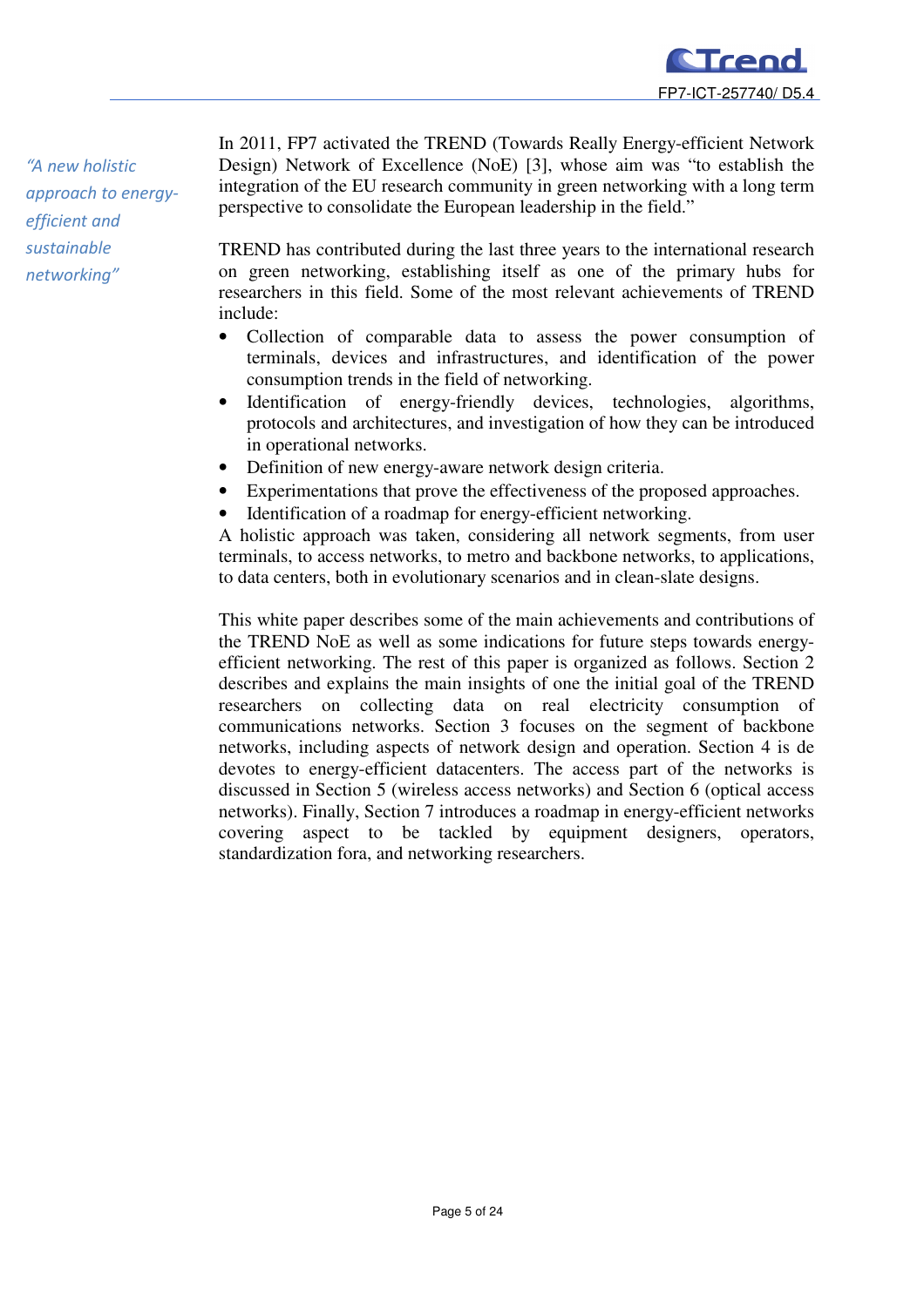*"A new holistic approach to energy-efficient and sustainable networking"*

In 2011, FP7 activated the TREND (Towards Really Energy-efficient Network Design) Network of Excellence (NoE) [3], whose aim was "to establish the integration of the EU research community in green networking with a long term perspective to consolidate the European leadership in the field."

TREND has contributed during the last three years to the international research on green networking, establishing itself as one of the primary hubs for researchers in this field. Some of the most relevant achievements of TREND include:

- Collection of comparable data to assess the power consumption of terminals, devices and infrastructures, and identification of the power consumption trends in the field of networking.
- Identification of energy-friendly devices, technologies, algorithms, protocols and architectures, and investigation of how they can be introduced in operational networks.
- Definition of new energy-aware network design criteria.
- Experimentations that prove the effectiveness of the proposed approaches.
- Identification of a roadmap for energy-efficient networking.

A holistic approach was taken, considering all network segments, from user terminals, to access networks, to metro and backbone networks, to applications, to data centers, both in evolutionary scenarios and in clean-slate designs.

This white paper describes some of the main achievements and contributions of the TREND NoE as well as some indications for future steps towards energy-efficient networking. The rest of this paper is organized as follows. Section 2 describes and explains the main insights of one the initial goal of the TREND researchers on collecting data on real electricity consumption of communications networks. Section 3 focuses on the segment of backbone networks, including aspects of network design and operation. Section 4 is de devotes to energy-efficient datacenters. The access part of the networks is discussed in Section 5 (wireless access networks) and Section 6 (optical access networks). Finally, Section 7 introduces a roadmap in energy-efficient networks covering aspect to be tackled by equipment designers, operators, standardization fora, and networking researchers.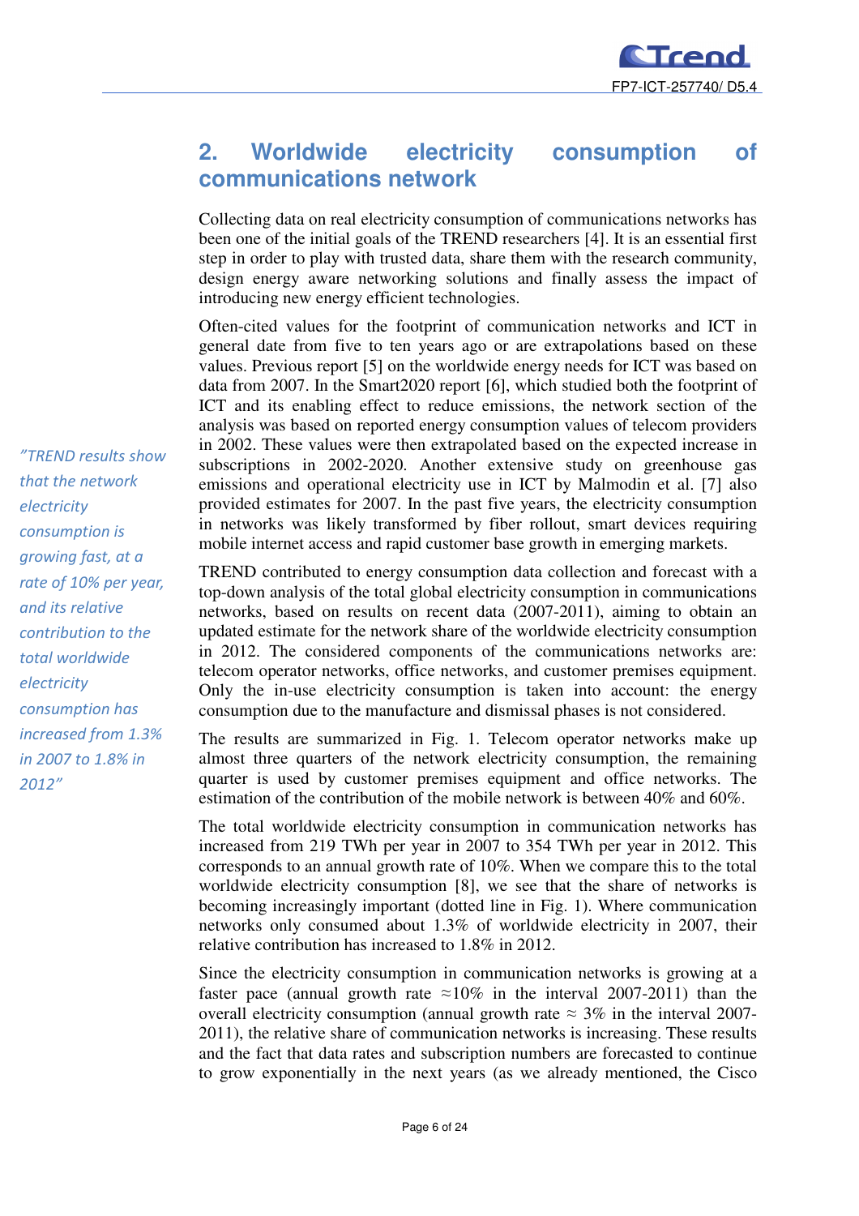## 2. Worldwide electricity consumption of communications network

Collecting data on real electricity consumption of communications networks has been one of the initial goals of the TREND researchers [4]. It is an essential first step in order to play with trusted data, share them with the research community, design energy aware networking solutions and finally assess the impact of introducing new energy efficient technologies.

Often-cited values for the footprint of communication networks and ICT in general date from five to ten years ago or are extrapolations based on these values. Previous report [5] on the worldwide energy needs for ICT was based on data from 2007. In the Smart2020 report [6], which studied both the footprint of ICT and its enabling effect to reduce emissions, the network section of the analysis was based on reported energy consumption values of telecom providers in 2002. These values were then extrapolated based on the expected increase in subscriptions in 2002-2020. Another extensive study on greenhouse gas emissions and operational electricity use in ICT by Malmodin et al. [7] also provided estimates for 2007. In the past five years, the electricity consumption in networks was likely transformed by fiber rollout, smart devices requiring mobile internet access and rapid customer base growth in emerging markets.

*"TREND results show that the network electricity consumption is growing fast, at a rate of 10% per year, and its relative contribution to the total worldwide electricity consumption has increased from 1.3% in 2007 to 1.8% in 2012"*

TREND contributed to energy consumption data collection and forecast with a top-down analysis of the total global electricity consumption in communications networks, based on results on recent data (2007-2011), aiming to obtain an updated estimate for the network share of the worldwide electricity consumption in 2012. The considered components of the communications networks are: telecom operator networks, office networks, and customer premises equipment. Only the in-use electricity consumption is taken into account: the energy consumption due to the manufacture and dismissal phases is not considered.

The results are summarized in Fig. 1. Telecom operator networks make up almost three quarters of the network electricity consumption, the remaining quarter is used by customer premises equipment and office networks. The estimation of the contribution of the mobile network is between 40% and 60%.

The total worldwide electricity consumption in communication networks has increased from 219 TWh per year in 2007 to 354 TWh per year in 2012. This corresponds to an annual growth rate of 10%. When we compare this to the total worldwide electricity consumption [8], we see that the share of networks is becoming increasingly important (dotted line in Fig. 1). Where communication networks only consumed about 1.3% of worldwide electricity in 2007, their relative contribution has increased to 1.8% in 2012.

Since the electricity consumption in communication networks is growing at a faster pace (annual growth rate ≈10% in the interval 2007-2011) than the overall electricity consumption (annual growth rate ≈ 3% in the interval 2007-2011), the relative share of communication networks is increasing. These results and the fact that data rates and subscription numbers are forecasted to continue to grow exponentially in the next years (as we already mentioned, the Cisco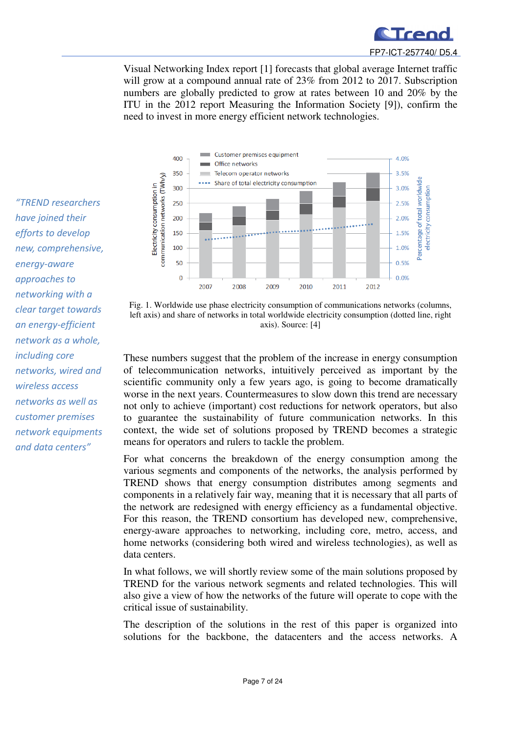Visual Networking Index report [1] forecasts that global average Internet traffic will grow at a compound annual rate of 23% from 2012 to 2017. Subscription numbers are globally predicted to grow at rates between 10 and 20% by the ITU in the 2012 report Measuring the Information Society [9]), confirm the need to invest in more energy efficient network technologies.

*"TREND researchers have joined their efforts to develop new, comprehensive, energy-aware approaches to networking with a clear target towards an energy-efficient network as a whole, including core networks, wired and wireless access networks as well as customer premises network equipments and data centers"*

Fig. 1. Worldwide use phase electricity consumption of communications networks (columns, left axis) and share of networks in total worldwide electricity consumption (dotted line, right axis). Source: [4]

These numbers suggest that the problem of the increase in energy consumption of telecommunication networks, intuitively perceived as important by the scientific community only a few years ago, is going to become dramatically worse in the next years. Countermeasures to slow down this trend are necessary not only to achieve (important) cost reductions for network operators, but also to guarantee the sustainability of future communication networks. In this context, the wide set of solutions proposed by TREND becomes a strategic means for operators and rulers to tackle the problem.

For what concerns the breakdown of the energy consumption among the various segments and components of the networks, the analysis performed by TREND shows that energy consumption distributes among segments and components in a relatively fair way, meaning that it is necessary that all parts of the network are redesigned with energy efficiency as a fundamental objective. For this reason, the TREND consortium has developed new, comprehensive, energy-aware approaches to networking, including core, metro, access, and home networks (considering both wired and wireless technologies), as well as data centers.

In what follows, we will shortly review some of the main solutions proposed by TREND for the various network segments and related technologies. This will also give a view of how the networks of the future will operate to cope with the critical issue of sustainability.

The description of the solutions in the rest of this paper is organized into solutions for the backbone, the datacenters and the access networks. A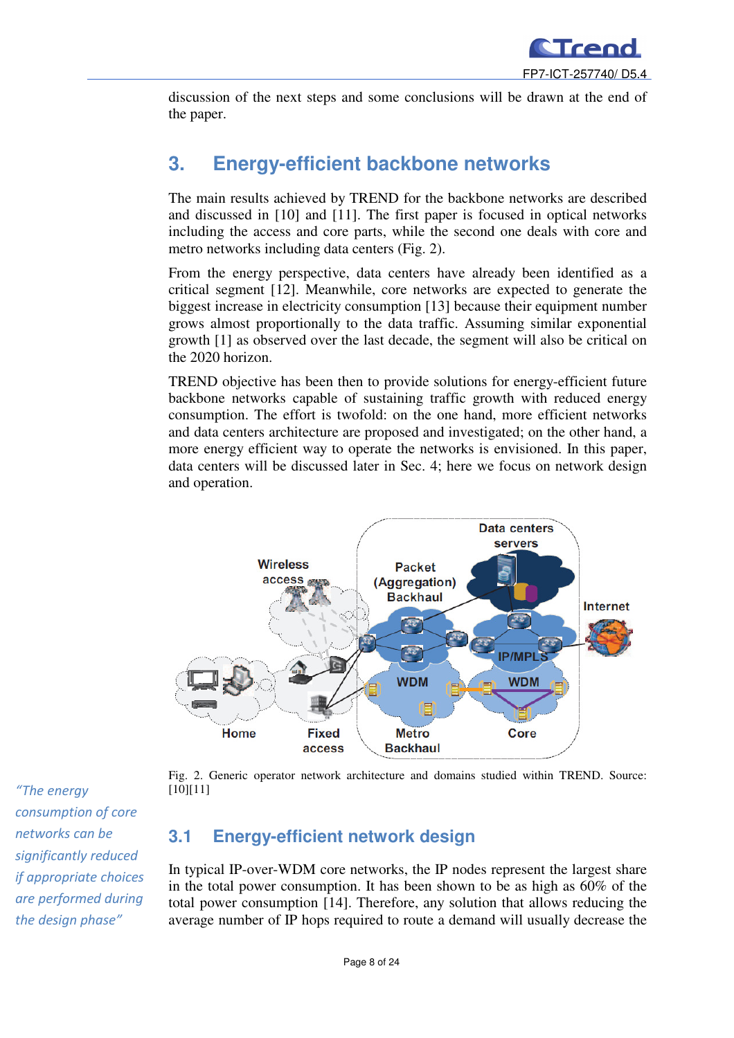discussion of the next steps and some conclusions will be drawn at the end of the paper.

# 3. Energy-efficient backbone networks

The main results achieved by TREND for the backbone networks are described and discussed in [10] and [11]. The first paper is focused in optical networks including the access and core parts, while the second one deals with core and metro networks including data centers (Fig. 2).

From the energy perspective, data centers have already been identified as a critical segment [12]. Meanwhile, core networks are expected to generate the biggest increase in electricity consumption [13] because their equipment number grows almost proportionally to the data traffic. Assuming similar exponential growth [1] as observed over the last decade, the segment will also be critical on the 2020 horizon.

TREND objective has been then to provide solutions for energy-efficient future backbone networks capable of sustaining traffic growth with reduced energy consumption. The effort is twofold: on the one hand, more efficient networks and data centers architecture are proposed and investigated; on the other hand, a more energy efficient way to operate the networks is envisioned. In this paper, data centers will be discussed later in Sec. 4; here we focus on network design and operation.

Fig. 2. Generic operator network architecture and domains studied within TREND. Source: [10][11]

*"The energy consumption of core networks can be significantly reduced if appropriate choices are performed during the design phase"*

## 3.1 Energy-efficient network design

In typical IP-over-WDM core networks, the IP nodes represent the largest share in the total power consumption. It has been shown to be as high as 60% of the total power consumption [14]. Therefore, any solution that allows reducing the average number of IP hops required to route a demand will usually decrease the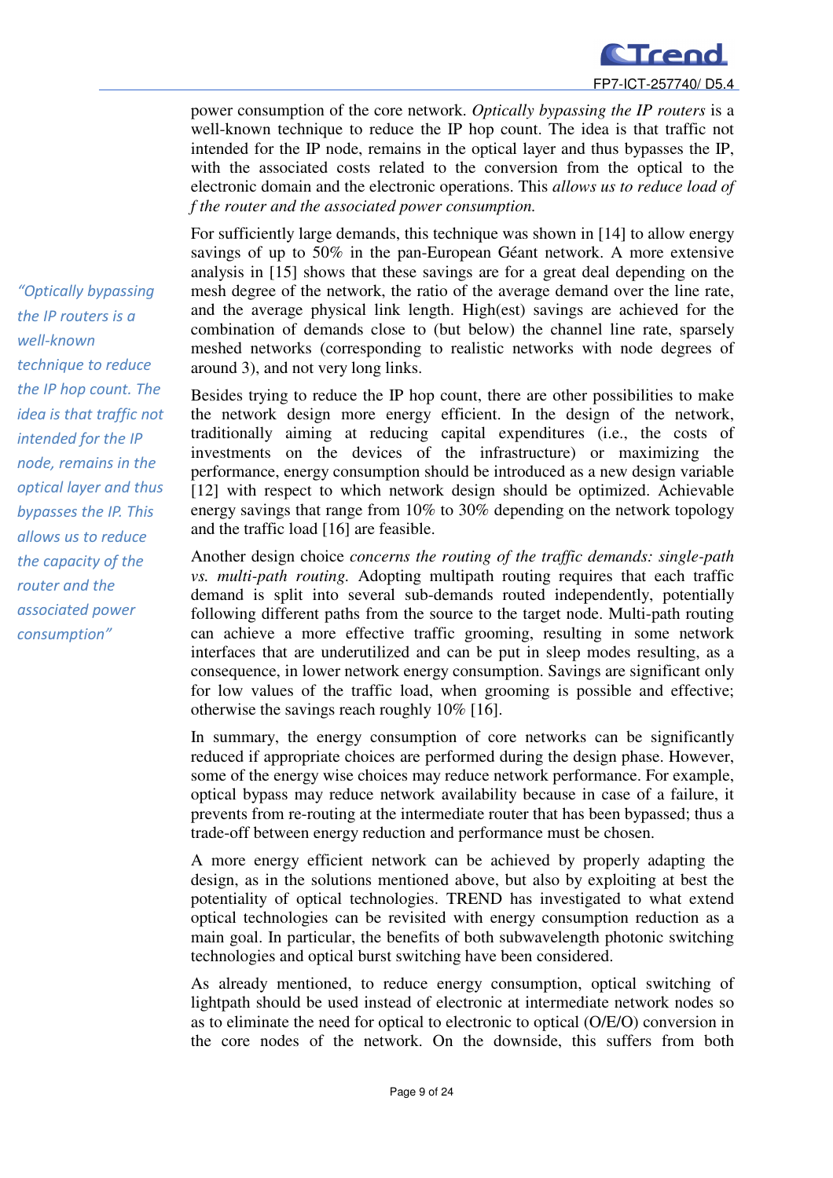power consumption of the core network. *Optically bypassing the IP routers* is a well-known technique to reduce the IP hop count. The idea is that traffic not intended for the IP node, remains in the optical layer and thus bypasses the IP, with the associated costs related to the conversion from the optical to the electronic domain and the electronic operations. This *allows us to reduce load of f the router and the associated power consumption.*

*"Optically bypassing the IP routers is a well-known technique to reduce the IP hop count. The idea is that traffic not intended for the IP node, remains in the optical layer and thus bypasses the IP. This allows us to reduce the capacity of the router and the associated power consumption"*

For sufficiently large demands, this technique was shown in [14] to allow energy savings of up to 50% in the pan-European Géant network. A more extensive analysis in [15] shows that these savings are for a great deal depending on the mesh degree of the network, the ratio of the average demand over the line rate, and the average physical link length. High(est) savings are achieved for the combination of demands close to (but below) the channel line rate, sparsely meshed networks (corresponding to realistic networks with node degrees of around 3), and not very long links.

Besides trying to reduce the IP hop count, there are other possibilities to make the network design more energy efficient. In the design of the network, traditionally aiming at reducing capital expenditures (i.e., the costs of investments on the devices of the infrastructure) or maximizing the performance, energy consumption should be introduced as a new design variable [12] with respect to which network design should be optimized. Achievable energy savings that range from 10% to 30% depending on the network topology and the traffic load [16] are feasible.

Another design choice *concerns the routing of the traffic demands: single-path vs. multi-path routing.* Adopting multipath routing requires that each traffic demand is split into several sub-demands routed independently, potentially following different paths from the source to the target node. Multi-path routing can achieve a more effective traffic grooming, resulting in some network interfaces that are underutilized and can be put in sleep modes resulting, as a consequence, in lower network energy consumption. Savings are significant only for low values of the traffic load, when grooming is possible and effective; otherwise the savings reach roughly 10% [16].

In summary, the energy consumption of core networks can be significantly reduced if appropriate choices are performed during the design phase. However, some of the energy wise choices may reduce network performance. For example, optical bypass may reduce network availability because in case of a failure, it prevents from re-routing at the intermediate router that has been bypassed; thus a trade-off between energy reduction and performance must be chosen.

A more energy efficient network can be achieved by properly adapting the design, as in the solutions mentioned above, but also by exploiting at best the potentiality of optical technologies. TREND has investigated to what extend optical technologies can be revisited with energy consumption reduction as a main goal. In particular, the benefits of both subwavelength photonic switching technologies and optical burst switching have been considered.

As already mentioned, to reduce energy consumption, optical switching of lightpath should be used instead of electronic at intermediate network nodes so as to eliminate the need for optical to electronic to optical (O/E/O) conversion in the core nodes of the network. On the downside, this suffers from both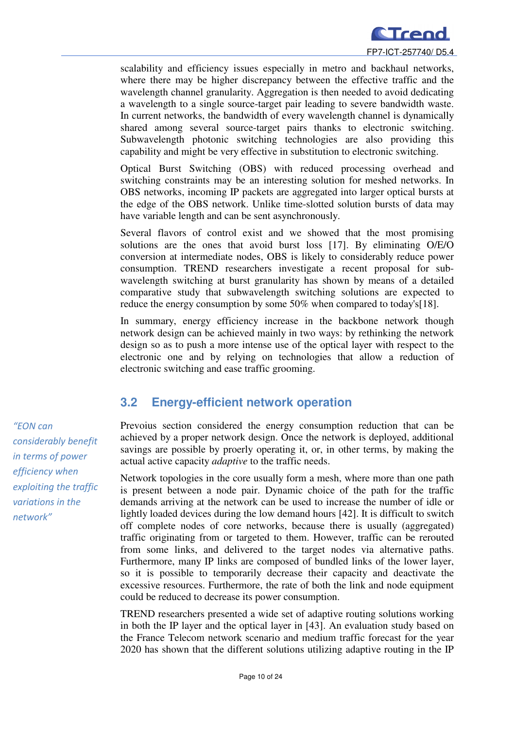scalability and efficiency issues especially in metro and backhaul networks, where there may be higher discrepancy between the effective traffic and the wavelength channel granularity. Aggregation is then needed to avoid dedicating a wavelength to a single source-target pair leading to severe bandwidth waste. In current networks, the bandwidth of every wavelength channel is dynamically shared among several source-target pairs thanks to electronic switching. Subwavelength photonic switching technologies are also providing this capability and might be very effective in substitution to electronic switching.

Optical Burst Switching (OBS) with reduced processing overhead and switching constraints may be an interesting solution for meshed networks. In OBS networks, incoming IP packets are aggregated into larger optical bursts at the edge of the OBS network. Unlike time-slotted solution bursts of data may have variable length and can be sent asynchronously.

Several flavors of control exist and we showed that the most promising solutions are the ones that avoid burst loss [17]. By eliminating O/E/O conversion at intermediate nodes, OBS is likely to considerably reduce power consumption. TREND researchers investigate a recent proposal for sub-wavelength switching at burst granularity has shown by means of a detailed comparative study that subwavelength switching solutions are expected to reduce the energy consumption by some 50% when compared to today's[18].

In summary, energy efficiency increase in the backbone network though network design can be achieved mainly in two ways: by rethinking the network design so as to push a more intense use of the optical layer with respect to the electronic one and by relying on technologies that allow a reduction of electronic switching and ease traffic grooming.

## 3.2 Energy-efficient network operation

*"EON can considerably benefit in terms of power efficiency when exploiting the traffic variations in the network"*

Prevoius section considered the energy consumption reduction that can be achieved by a proper network design. Once the network is deployed, additional savings are possible by proerly operating it, or, in other terms, by making the actual active capacity *adaptive* to the traffic needs.

Network topologies in the core usually form a mesh, where more than one path is present between a node pair. Dynamic choice of the path for the traffic demands arriving at the network can be used to increase the number of idle or lightly loaded devices during the low demand hours [42]. It is difficult to switch off complete nodes of core networks, because there is usually (aggregated) traffic originating from or targeted to them. However, traffic can be rerouted from some links, and delivered to the target nodes via alternative paths. Furthermore, many IP links are composed of bundled links of the lower layer, so it is possible to temporarily decrease their capacity and deactivate the excessive resources. Furthermore, the rate of both the link and node equipment could be reduced to decrease its power consumption.

TREND researchers presented a wide set of adaptive routing solutions working in both the IP layer and the optical layer in [43]. An evaluation study based on the France Telecom network scenario and medium traffic forecast for the year 2020 has shown that the different solutions utilizing adaptive routing in the IP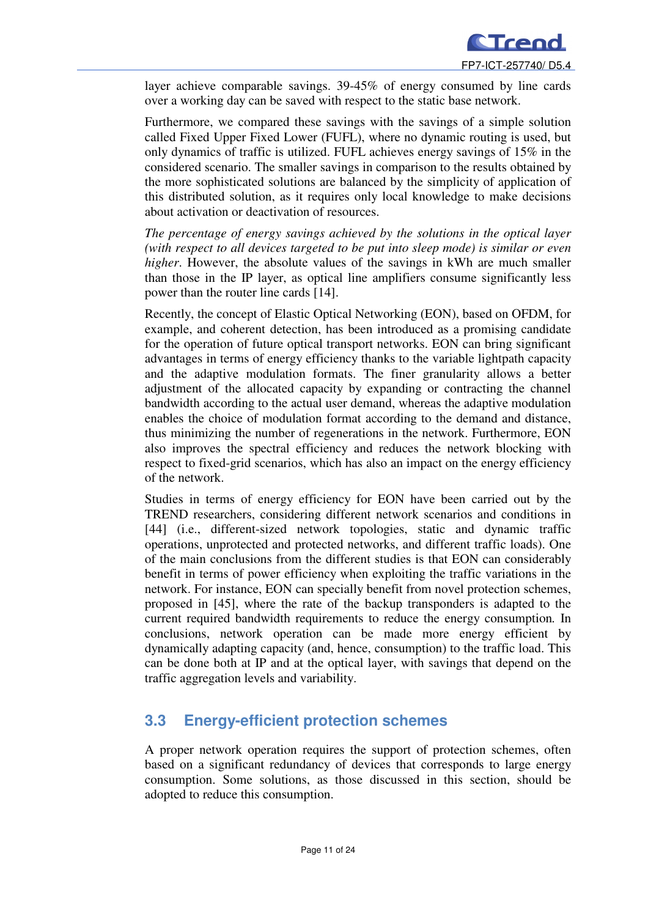layer achieve comparable savings. 39-45% of energy consumed by line cards over a working day can be saved with respect to the static base network.

Furthermore, we compared these savings with the savings of a simple solution called Fixed Upper Fixed Lower (FUFL), where no dynamic routing is used, but only dynamics of traffic is utilized. FUFL achieves energy savings of 15% in the considered scenario. The smaller savings in comparison to the results obtained by the more sophisticated solutions are balanced by the simplicity of application of this distributed solution, as it requires only local knowledge to make decisions about activation or deactivation of resources.

*The percentage of energy savings achieved by the solutions in the optical layer (with respect to all devices targeted to be put into sleep mode) is similar or even higher*. However, the absolute values of the savings in kWh are much smaller than those in the IP layer, as optical line amplifiers consume significantly less power than the router line cards [14].

Recently, the concept of Elastic Optical Networking (EON), based on OFDM, for example, and coherent detection, has been introduced as a promising candidate for the operation of future optical transport networks. EON can bring significant advantages in terms of energy efficiency thanks to the variable lightpath capacity and the adaptive modulation formats. The finer granularity allows a better adjustment of the allocated capacity by expanding or contracting the channel bandwidth according to the actual user demand, whereas the adaptive modulation enables the choice of modulation format according to the demand and distance, thus minimizing the number of regenerations in the network. Furthermore, EON also improves the spectral efficiency and reduces the network blocking with respect to fixed-grid scenarios, which has also an impact on the energy efficiency of the network.

Studies in terms of energy efficiency for EON have been carried out by the TREND researchers, considering different network scenarios and conditions in [44] (i.e., different-sized network topologies, static and dynamic traffic operations, unprotected and protected networks, and different traffic loads). One of the main conclusions from the different studies is that EON can considerably benefit in terms of power efficiency when exploiting the traffic variations in the network. For instance, EON can specially benefit from novel protection schemes, proposed in [45], where the rate of the backup transponders is adapted to the current required bandwidth requirements to reduce the energy consumption. In conclusions, network operation can be made more energy efficient by dynamically adapting capacity (and, hence, consumption) to the traffic load. This can be done both at IP and at the optical layer, with savings that depend on the traffic aggregation levels and variability.

## 3.3 Energy-efficient protection schemes

A proper network operation requires the support of protection schemes, often based on a significant redundancy of devices that corresponds to large energy consumption. Some solutions, as those discussed in this section, should be adopted to reduce this consumption.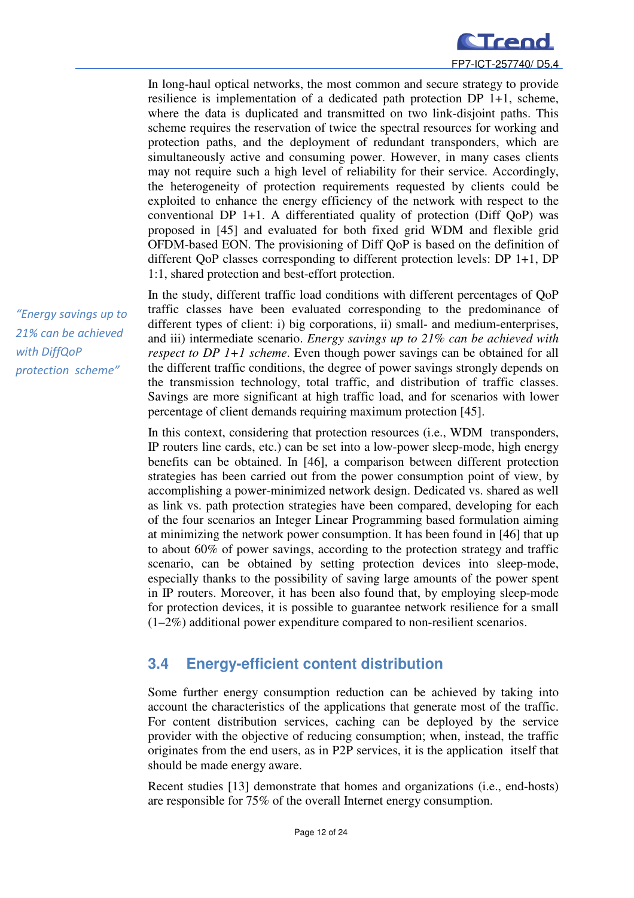In long-haul optical networks, the most common and secure strategy to provide resilience is implementation of a dedicated path protection DP 1+1, scheme, where the data is duplicated and transmitted on two link-disjoint paths. This scheme requires the reservation of twice the spectral resources for working and protection paths, and the deployment of redundant transponders, which are simultaneously active and consuming power. However, in many cases clients may not require such a high level of reliability for their service. Accordingly, the heterogeneity of protection requirements requested by clients could be exploited to enhance the energy efficiency of the network with respect to the conventional DP 1+1. A differentiated quality of protection (Diff QoP) was proposed in [45] and evaluated for both fixed grid WDM and flexible grid OFDM-based EON. The provisioning of Diff QoP is based on the definition of different QoP classes corresponding to different protection levels: DP 1+1, DP 1:1, shared protection and best-effort protection.

*"Energy savings up to 21% can be achieved with DiffQoP protection scheme"*

In the study, different traffic load conditions with different percentages of QoP traffic classes have been evaluated corresponding to the predominance of different types of client: i) big corporations, ii) small- and medium-enterprises, and iii) intermediate scenario. *Energy savings up to 21% can be achieved with respect to DP 1+1 scheme*. Even though power savings can be obtained for all the different traffic conditions, the degree of power savings strongly depends on the transmission technology, total traffic, and distribution of traffic classes. Savings are more significant at high traffic load, and for scenarios with lower percentage of client demands requiring maximum protection [45].

In this context, considering that protection resources (i.e., WDM transponders, IP routers line cards, etc.) can be set into a low-power sleep-mode, high energy benefits can be obtained. In [46], a comparison between different protection strategies has been carried out from the power consumption point of view, by accomplishing a power-minimized network design. Dedicated vs. shared as well as link vs. path protection strategies have been compared, developing for each of the four scenarios an Integer Linear Programming based formulation aiming at minimizing the network power consumption. It has been found in [46] that up to about 60% of power savings, according to the protection strategy and traffic scenario, can be obtained by setting protection devices into sleep-mode, especially thanks to the possibility of saving large amounts of the power spent in IP routers. Moreover, it has been also found that, by employing sleep-mode for protection devices, it is possible to guarantee network resilience for a small (1–2%) additional power expenditure compared to non-resilient scenarios.

## 3.4 Energy-efficient content distribution

Some further energy consumption reduction can be achieved by taking into account the characteristics of the applications that generate most of the traffic. For content distribution services, caching can be deployed by the service provider with the objective of reducing consumption; when, instead, the traffic originates from the end users, as in P2P services, it is the application itself that should be made energy aware.

Recent studies [13] demonstrate that homes and organizations (i.e., end-hosts) are responsible for 75% of the overall Internet energy consumption.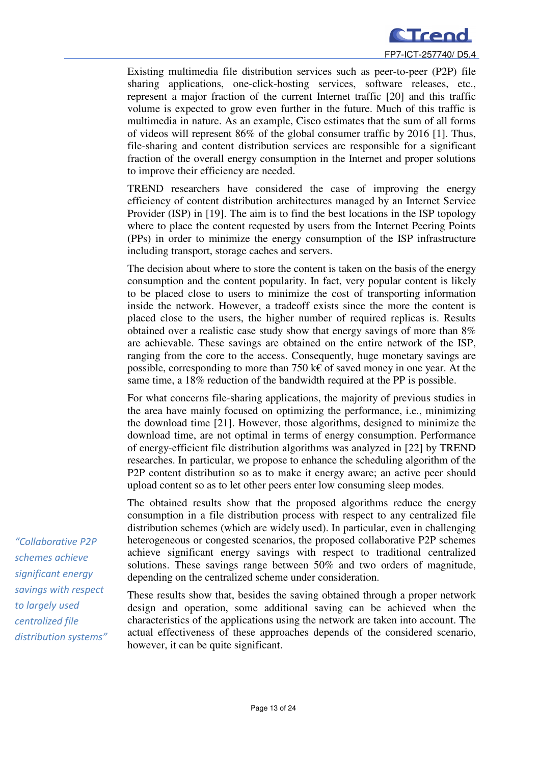Existing multimedia file distribution services such as peer-to-peer (P2P) file sharing applications, one-click-hosting services, software releases, etc., represent a major fraction of the current Internet traffic [20] and this traffic volume is expected to grow even further in the future. Much of this traffic is multimedia in nature. As an example, Cisco estimates that the sum of all forms of videos will represent 86% of the global consumer traffic by 2016 [1]. Thus, file-sharing and content distribution services are responsible for a significant fraction of the overall energy consumption in the Internet and proper solutions to improve their efficiency are needed.

TREND researchers have considered the case of improving the energy efficiency of content distribution architectures managed by an Internet Service Provider (ISP) in [19]. The aim is to find the best locations in the ISP topology where to place the content requested by users from the Internet Peering Points (PPs) in order to minimize the energy consumption of the ISP infrastructure including transport, storage caches and servers.

The decision about where to store the content is taken on the basis of the energy consumption and the content popularity. In fact, very popular content is likely to be placed close to users to minimize the cost of transporting information inside the network. However, a tradeoff exists since the more the content is placed close to the users, the higher number of required replicas is. Results obtained over a realistic case study show that energy savings of more than 8% are achievable. These savings are obtained on the entire network of the ISP, ranging from the core to the access. Consequently, huge monetary savings are possible, corresponding to more than 750 k€ of saved money in one year. At the same time, a 18% reduction of the bandwidth required at the PP is possible.

For what concerns file-sharing applications, the majority of previous studies in the area have mainly focused on optimizing the performance, i.e., minimizing the download time [21]. However, those algorithms, designed to minimize the download time, are not optimal in terms of energy consumption. Performance of energy-efficient file distribution algorithms was analyzed in [22] by TREND researches. In particular, we propose to enhance the scheduling algorithm of the P2P content distribution so as to make it energy aware; an active peer should upload content so as to let other peers enter low consuming sleep modes.

The obtained results show that the proposed algorithms reduce the energy consumption in a file distribution process with respect to any centralized file distribution schemes (which are widely used). In particular, even in challenging heterogeneous or congested scenarios, the proposed collaborative P2P schemes achieve significant energy savings with respect to traditional centralized solutions. These savings range between 50% and two orders of magnitude, depending on the centralized scheme under consideration.

*"Collaborative P2P schemes achieve significant energy savings with respect to largely used centralized file distribution systems"*

These results show that, besides the saving obtained through a proper network design and operation, some additional saving can be achieved when the characteristics of the applications using the network are taken into account. The actual effectiveness of these approaches depends of the considered scenario, however, it can be quite significant.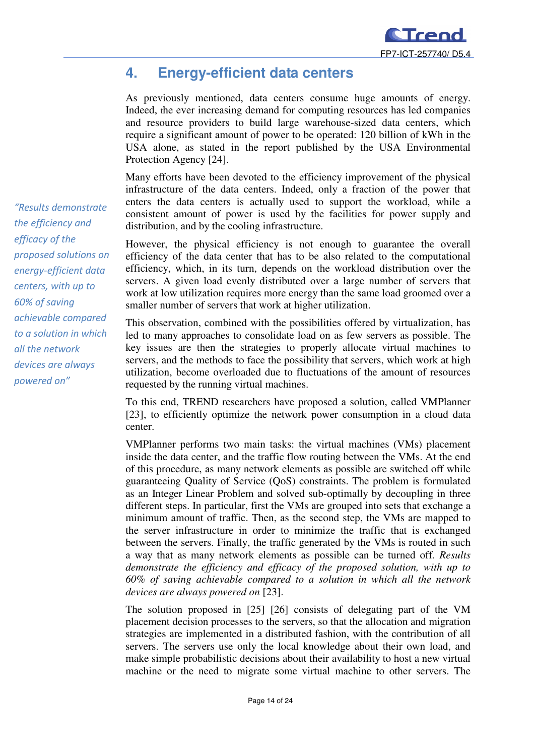# 4. Energy-efficient data centers

As previously mentioned, data centers consume huge amounts of energy. Indeed, the ever increasing demand for computing resources has led companies and resource providers to build large warehouse-sized data centers, which require a significant amount of power to be operated: 120 billion of kWh in the USA alone, as stated in the report published by the USA Environmental Protection Agency [24].

Many efforts have been devoted to the efficiency improvement of the physical infrastructure of the data centers. Indeed, only a fraction of the power that enters the data centers is actually used to support the workload, while a consistent amount of power is used by the facilities for power supply and distribution, and by the cooling infrastructure.

*"Results demonstrate the efficiency and efficacy of the proposed solutions on energy-efficient data centers, with up to 60% of saving achievable compared to a solution in which all the network devices are always powered on"*

However, the physical efficiency is not enough to guarantee the overall efficiency of the data center that has to be also related to the computational efficiency, which, in its turn, depends on the workload distribution over the servers. A given load evenly distributed over a large number of servers that work at low utilization requires more energy than the same load groomed over a smaller number of servers that work at higher utilization.

This observation, combined with the possibilities offered by virtualization, has led to many approaches to consolidate load on as few servers as possible. The key issues are then the strategies to properly allocate virtual machines to servers, and the methods to face the possibility that servers, which work at high utilization, become overloaded due to fluctuations of the amount of resources requested by the running virtual machines.

To this end, TREND researchers have proposed a solution, called VMPlanner [23], to efficiently optimize the network power consumption in a cloud data center.

VMPlanner performs two main tasks: the virtual machines (VMs) placement inside the data center, and the traffic flow routing between the VMs. At the end of this procedure, as many network elements as possible are switched off while guaranteeing Quality of Service (QoS) constraints. The problem is formulated as an Integer Linear Problem and solved sub-optimally by decoupling in three different steps. In particular, first the VMs are grouped into sets that exchange a minimum amount of traffic. Then, as the second step, the VMs are mapped to the server infrastructure in order to minimize the traffic that is exchanged between the servers. Finally, the traffic generated by the VMs is routed in such a way that as many network elements as possible can be turned off. *Results demonstrate the efficiency and efficacy of the proposed solution, with up to 60% of saving achievable compared to a solution in which all the network devices are always powered on* [23].

The solution proposed in [25] [26] consists of delegating part of the VM placement decision processes to the servers, so that the allocation and migration strategies are implemented in a distributed fashion, with the contribution of all servers. The servers use only the local knowledge about their own load, and make simple probabilistic decisions about their availability to host a new virtual machine or the need to migrate some virtual machine to other servers. The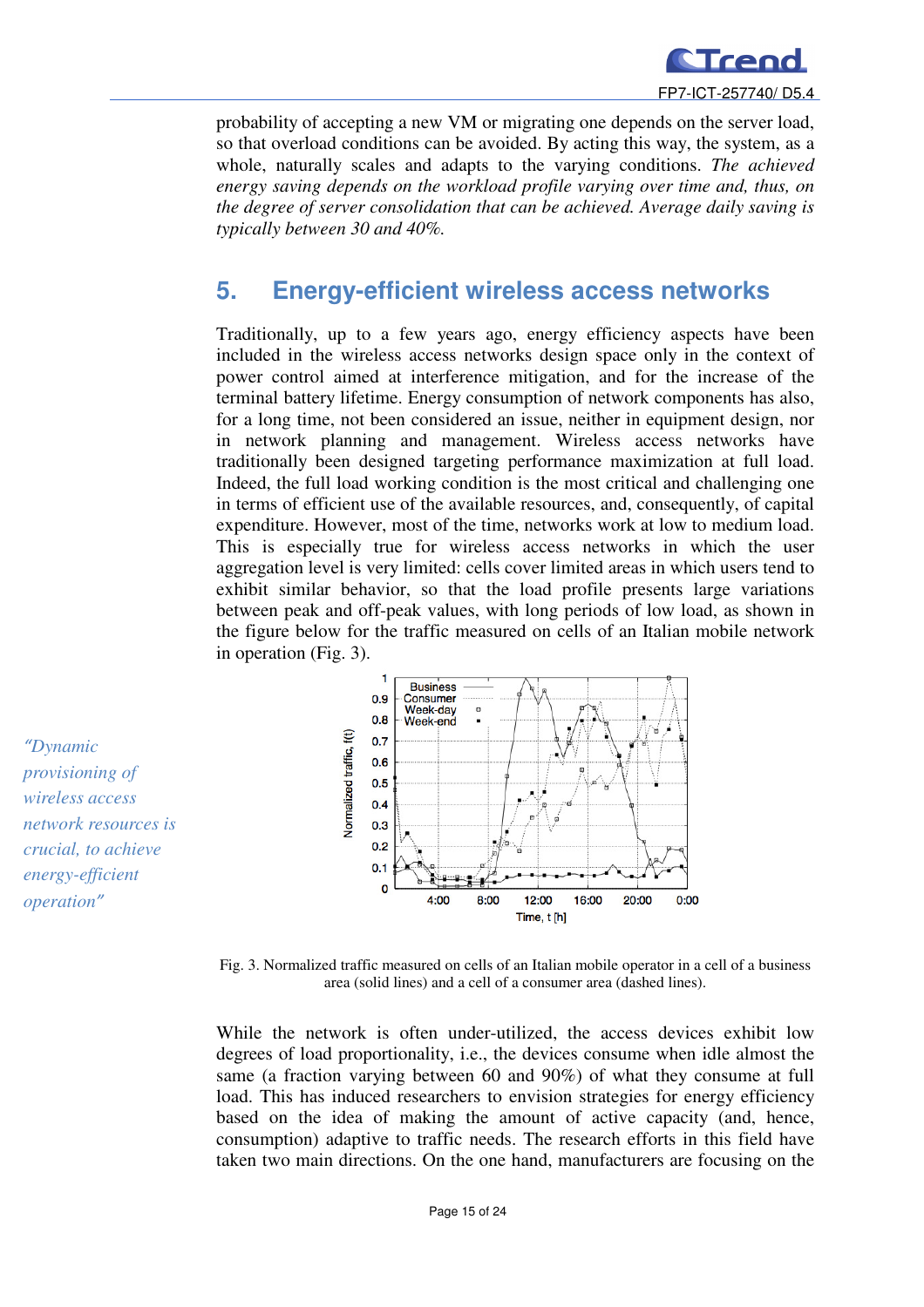probability of accepting a new VM or migrating one depends on the server load, so that overload conditions can be avoided. By acting this way, the system, as a whole, naturally scales and adapts to the varying conditions. *The achieved energy saving depends on the workload profile varying over time and, thus, on the degree of server consolidation that can be achieved. Average daily saving is typically between 30 and 40%.*

## 5. Energy-efficient wireless access networks

Traditionally, up to a few years ago, energy efficiency aspects have been included in the wireless access networks design space only in the context of power control aimed at interference mitigation, and for the increase of the terminal battery lifetime. Energy consumption of network components has also, for a long time, not been considered an issue, neither in equipment design, nor in network planning and management. Wireless access networks have traditionally been designed targeting performance maximization at full load. Indeed, the full load working condition is the most critical and challenging one in terms of efficient use of the available resources, and, consequently, of capital expenditure. However, most of the time, networks work at low to medium load. This is especially true for wireless access networks in which the user aggregation level is very limited: cells cover limited areas in which users tend to exhibit similar behavior, so that the load profile presents large variations between peak and off-peak values, with long periods of low load, as shown in the figure below for the traffic measured on cells of an Italian mobile network in operation (Fig. 3).

*"Dynamic provisioning of wireless access network resources is crucial, to achieve energy-efficient operation"*

Business
Consumer
Week-day
Week-end
Normalized traffic, f(t)
1
0.9
0.8
0.7
0.6
0.5
0.4
0.3
0.2
0.1
0
4:00
8:00
12:00
16:00
20:00
0:00
Time, t [h]

Fig. 3. Normalized traffic measured on cells of an Italian mobile operator in a cell of a business area (solid lines) and a cell of a consumer area (dashed lines).

While the network is often under-utilized, the access devices exhibit low degrees of load proportionality, i.e., the devices consume when idle almost the same (a fraction varying between 60 and 90%) of what they consume at full load. This has induced researchers to envision strategies for energy efficiency based on the idea of making the amount of active capacity (and, hence, consumption) adaptive to traffic needs. The research efforts in this field have taken two main directions. On the one hand, manufacturers are focusing on the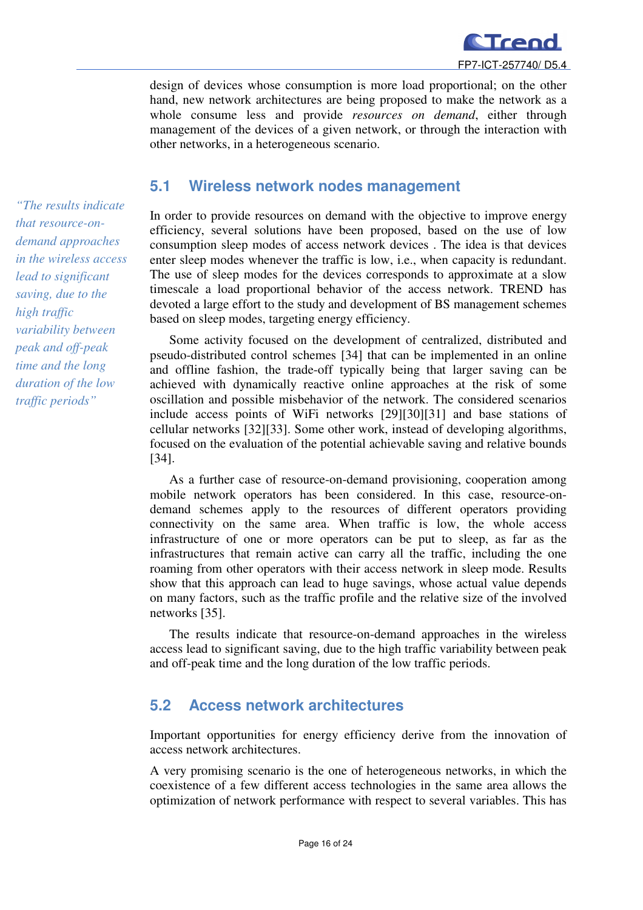design of devices whose consumption is more load proportional; on the other hand, new network architectures are being proposed to make the network as a whole consume less and provide *resources on demand*, either through management of the devices of a given network, or through the interaction with other networks, in a heterogeneous scenario.

## 5.1 Wireless network nodes management

*"The results indicate that resource-on-demand approaches in the wireless access lead to significant saving, due to the high traffic variability between peak and off-peak time and the long duration of the low traffic periods"*

In order to provide resources on demand with the objective to improve energy efficiency, several solutions have been proposed, based on the use of low consumption sleep modes of access network devices . The idea is that devices enter sleep modes whenever the traffic is low, i.e., when capacity is redundant. The use of sleep modes for the devices corresponds to approximate at a slow timescale a load proportional behavior of the access network. TREND has devoted a large effort to the study and development of BS management schemes based on sleep modes, targeting energy efficiency.

Some activity focused on the development of centralized, distributed and pseudo-distributed control schemes [34] that can be implemented in an online and offline fashion, the trade-off typically being that larger saving can be achieved with dynamically reactive online approaches at the risk of some oscillation and possible misbehavior of the network. The considered scenarios include access points of WiFi networks [29][30][31] and base stations of cellular networks [32][33]. Some other work, instead of developing algorithms, focused on the evaluation of the potential achievable saving and relative bounds [34].

As a further case of resource-on-demand provisioning, cooperation among mobile network operators has been considered. In this case, resource-on-demand schemes apply to the resources of different operators providing connectivity on the same area. When traffic is low, the whole access infrastructure of one or more operators can be put to sleep, as far as the infrastructures that remain active can carry all the traffic, including the one roaming from other operators with their access network in sleep mode. Results show that this approach can lead to huge savings, whose actual value depends on many factors, such as the traffic profile and the relative size of the involved networks [35].

The results indicate that resource-on-demand approaches in the wireless access lead to significant saving, due to the high traffic variability between peak and off-peak time and the long duration of the low traffic periods.

## 5.2 Access network architectures

Important opportunities for energy efficiency derive from the innovation of access network architectures.

A very promising scenario is the one of heterogeneous networks, in which the coexistence of a few different access technologies in the same area allows the optimization of network performance with respect to several variables. This has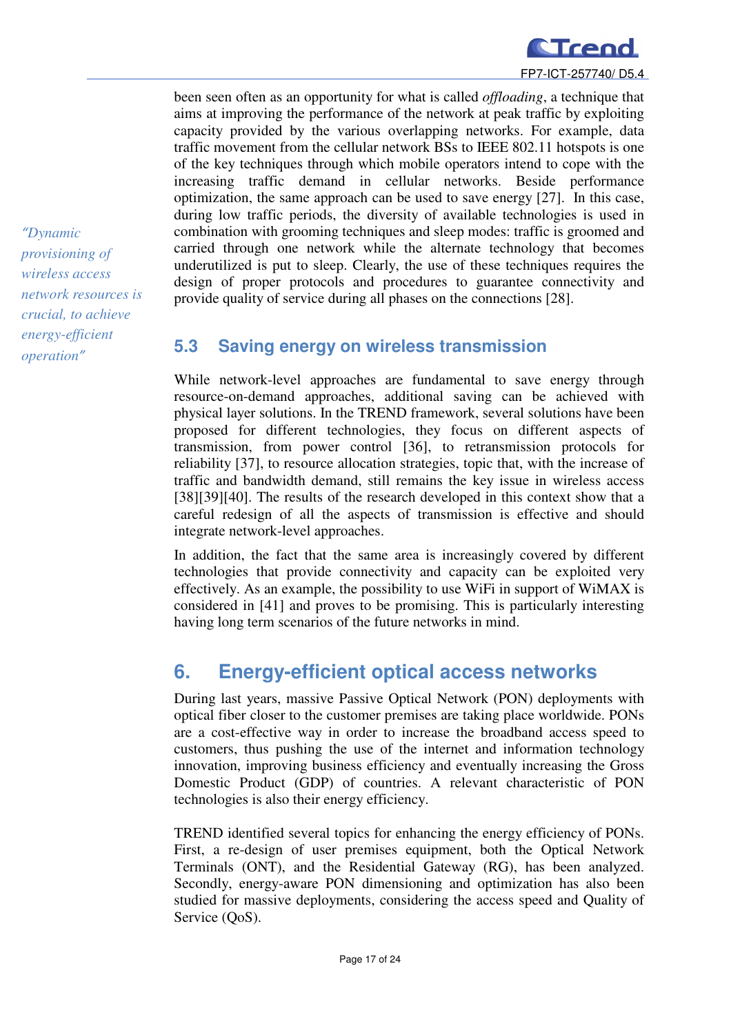been seen often as an opportunity for what is called *offloading*, a technique that aims at improving the performance of the network at peak traffic by exploiting capacity provided by the various overlapping networks. For example, data traffic movement from the cellular network BSs to IEEE 802.11 hotspots is one of the key techniques through which mobile operators intend to cope with the increasing traffic demand in cellular networks. Beside performance optimization, the same approach can be used to save energy [27]. In this case, during low traffic periods, the diversity of available technologies is used in combination with grooming techniques and sleep modes: traffic is groomed and carried through one network while the alternate technology that becomes underutilized is put to sleep. Clearly, the use of these techniques requires the design of proper protocols and procedures to guarantee connectivity and provide quality of service during all phases on the connections [28].

*"Dynamic provisioning of wireless access network resources is crucial, to achieve energy-efficient operation"*

## 5.3 Saving energy on wireless transmission

While network-level approaches are fundamental to save energy through resource-on-demand approaches, additional saving can be achieved with physical layer solutions. In the TREND framework, several solutions have been proposed for different technologies, they focus on different aspects of transmission, from power control [36], to retransmission protocols for reliability [37], to resource allocation strategies, topic that, with the increase of traffic and bandwidth demand, still remains the key issue in wireless access [38][39][40]. The results of the research developed in this context show that a careful redesign of all the aspects of transmission is effective and should integrate network-level approaches.

In addition, the fact that the same area is increasingly covered by different technologies that provide connectivity and capacity can be exploited very effectively. As an example, the possibility to use WiFi in support of WiMAX is considered in [41] and proves to be promising. This is particularly interesting having long term scenarios of the future networks in mind.

# 6. Energy-efficient optical access networks

During last years, massive Passive Optical Network (PON) deployments with optical fiber closer to the customer premises are taking place worldwide. PONs are a cost-effective way in order to increase the broadband access speed to customers, thus pushing the use of the internet and information technology innovation, improving business efficiency and eventually increasing the Gross Domestic Product (GDP) of countries. A relevant characteristic of PON technologies is also their energy efficiency.

TREND identified several topics for enhancing the energy efficiency of PONs. First, a re-design of user premises equipment, both the Optical Network Terminals (ONT), and the Residential Gateway (RG), has been analyzed. Secondly, energy-aware PON dimensioning and optimization has also been studied for massive deployments, considering the access speed and Quality of Service (QoS).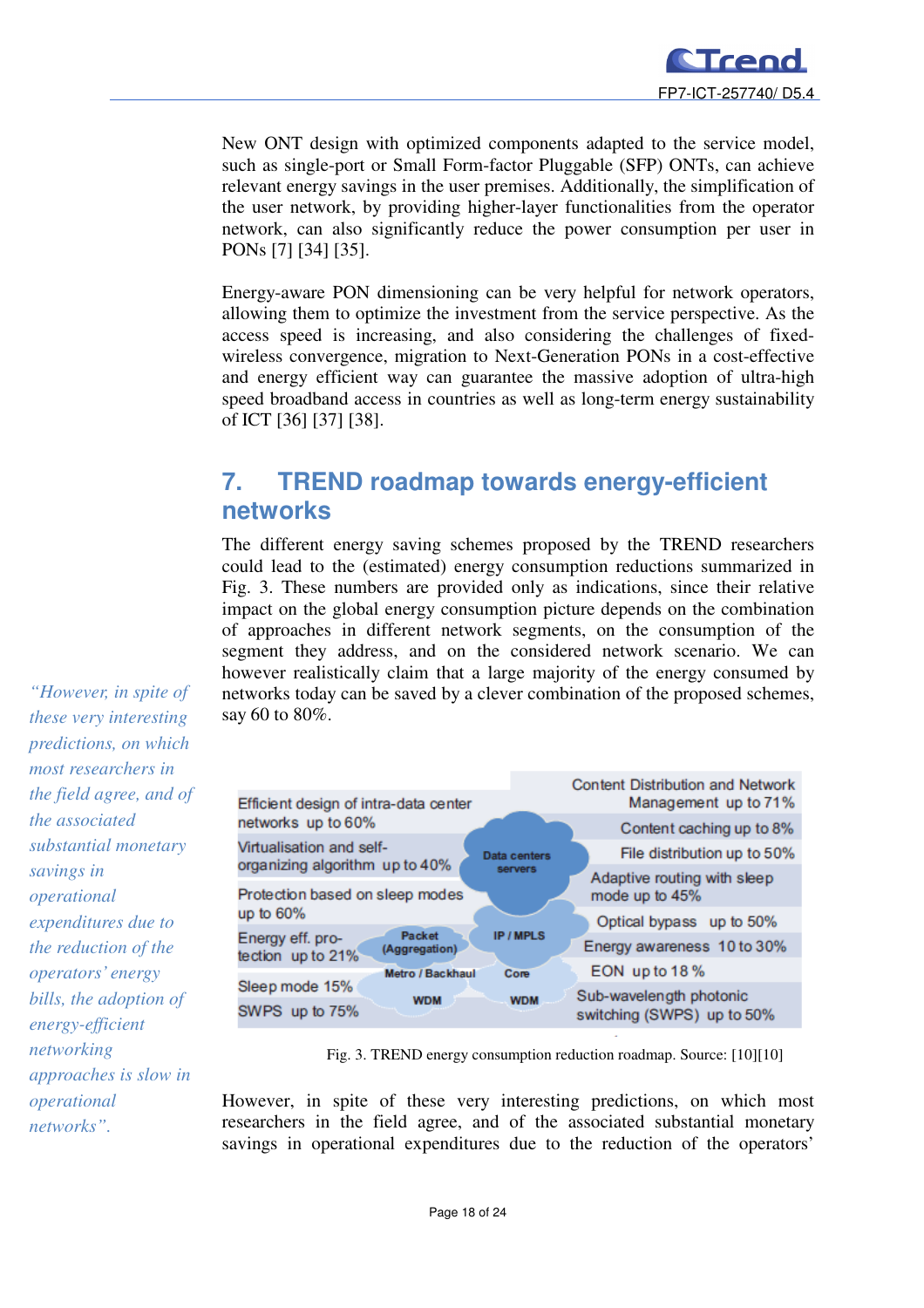New ONT design with optimized components adapted to the service model, such as single-port or Small Form-factor Pluggable (SFP) ONTs, can achieve relevant energy savings in the user premises. Additionally, the simplification of the user network, by providing higher-layer functionalities from the operator network, can also significantly reduce the power consumption per user in PONs [7] [34] [35].

Energy-aware PON dimensioning can be very helpful for network operators, allowing them to optimize the investment from the service perspective. As the access speed is increasing, and also considering the challenges of fixed-wireless convergence, migration to Next-Generation PONs in a cost-effective and energy efficient way can guarantee the massive adoption of ultra-high speed broadband access in countries as well as long-term energy sustainability of ICT [36] [37] [38].

# 7. TREND roadmap towards energy-efficient networks

The different energy saving schemes proposed by the TREND researchers could lead to the (estimated) energy consumption reductions summarized in Fig. 3. These numbers are provided only as indications, since their relative impact on the global energy consumption picture depends on the combination of approaches in different network segments, on the consumption of the segment they address, and on the considered network scenario. We can however realistically claim that a large majority of the energy consumed by networks today can be saved by a clever combination of the proposed schemes, say 60 to 80%.

> *"However, in spite of these very interesting predictions, on which most researchers in the field agree, and of the associated substantial monetary savings in operational expenditures due to the reduction of the operators' energy bills, the adoption of energy-efficient networking approaches is slow in operational networks".*

Fig. 3. TREND energy consumption reduction roadmap. Source: [10][10]

However, in spite of these very interesting predictions, on which most researchers in the field agree, and of the associated substantial monetary savings in operational expenditures due to the reduction of the operators'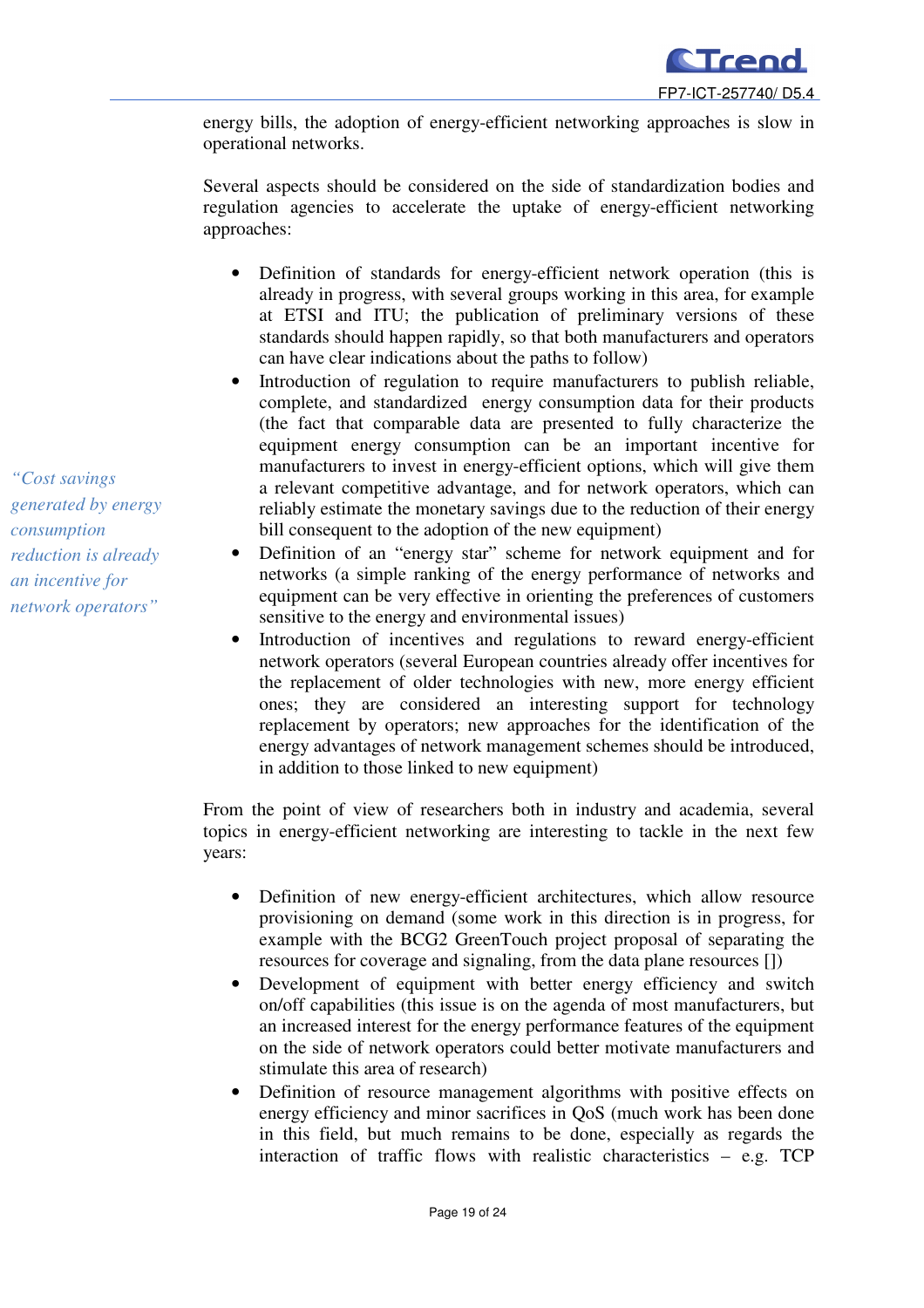energy bills, the adoption of energy-efficient networking approaches is slow in operational networks.

Several aspects should be considered on the side of standardization bodies and regulation agencies to accelerate the uptake of energy-efficient networking approaches:

*"Cost savings generated by energy consumption reduction is already an incentive for network operators"*

- Definition of standards for energy-efficient network operation (this is already in progress, with several groups working in this area, for example at ETSI and ITU; the publication of preliminary versions of these standards should happen rapidly, so that both manufacturers and operators can have clear indications about the paths to follow)
- Introduction of regulation to require manufacturers to publish reliable, complete, and standardized energy consumption data for their products (the fact that comparable data are presented to fully characterize the equipment energy consumption can be an important incentive for manufacturers to invest in energy-efficient options, which will give them a relevant competitive advantage, and for network operators, which can reliably estimate the monetary savings due to the reduction of their energy bill consequent to the adoption of the new equipment)
- Definition of an "energy star" scheme for network equipment and for networks (a simple ranking of the energy performance of networks and equipment can be very effective in orienting the preferences of customers sensitive to the energy and environmental issues)
- Introduction of incentives and regulations to reward energy-efficient network operators (several European countries already offer incentives for the replacement of older technologies with new, more energy efficient ones; they are considered an interesting support for technology replacement by operators; new approaches for the identification of the energy advantages of network management schemes should be introduced, in addition to those linked to new equipment)

From the point of view of researchers both in industry and academia, several topics in energy-efficient networking are interesting to tackle in the next few years:

- Definition of new energy-efficient architectures, which allow resource provisioning on demand (some work in this direction is in progress, for example with the BCG2 GreenTouch project proposal of separating the resources for coverage and signaling, from the data plane resources [])
- Development of equipment with better energy efficiency and switch on/off capabilities (this issue is on the agenda of most manufacturers, but an increased interest for the energy performance features of the equipment on the side of network operators could better motivate manufacturers and stimulate this area of research)
- Definition of resource management algorithms with positive effects on energy efficiency and minor sacrifices in QoS (much work has been done in this field, but much remains to be done, especially as regards the interaction of traffic flows with realistic characteristics – e.g. TCP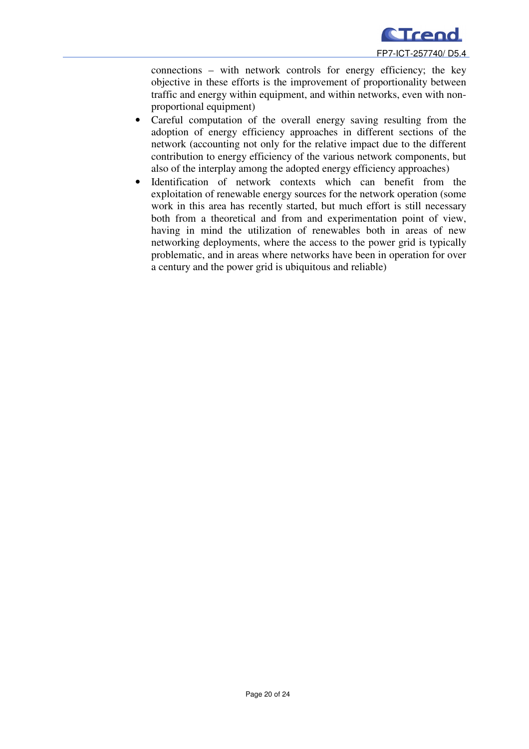connections – with network controls for energy efficiency; the key objective in these efforts is the improvement of proportionality between traffic and energy within equipment, and within networks, even with non-proportional equipment)

- Careful computation of the overall energy saving resulting from the adoption of energy efficiency approaches in different sections of the network (accounting not only for the relative impact due to the different contribution to energy efficiency of the various network components, but also of the interplay among the adopted energy efficiency approaches)
- Identification of network contexts which can benefit from the exploitation of renewable energy sources for the network operation (some work in this area has recently started, but much effort is still necessary both from a theoretical and from and experimentation point of view, having in mind the utilization of renewables both in areas of new networking deployments, where the access to the power grid is typically problematic, and in areas where networks have been in operation for over a century and the power grid is ubiquitous and reliable)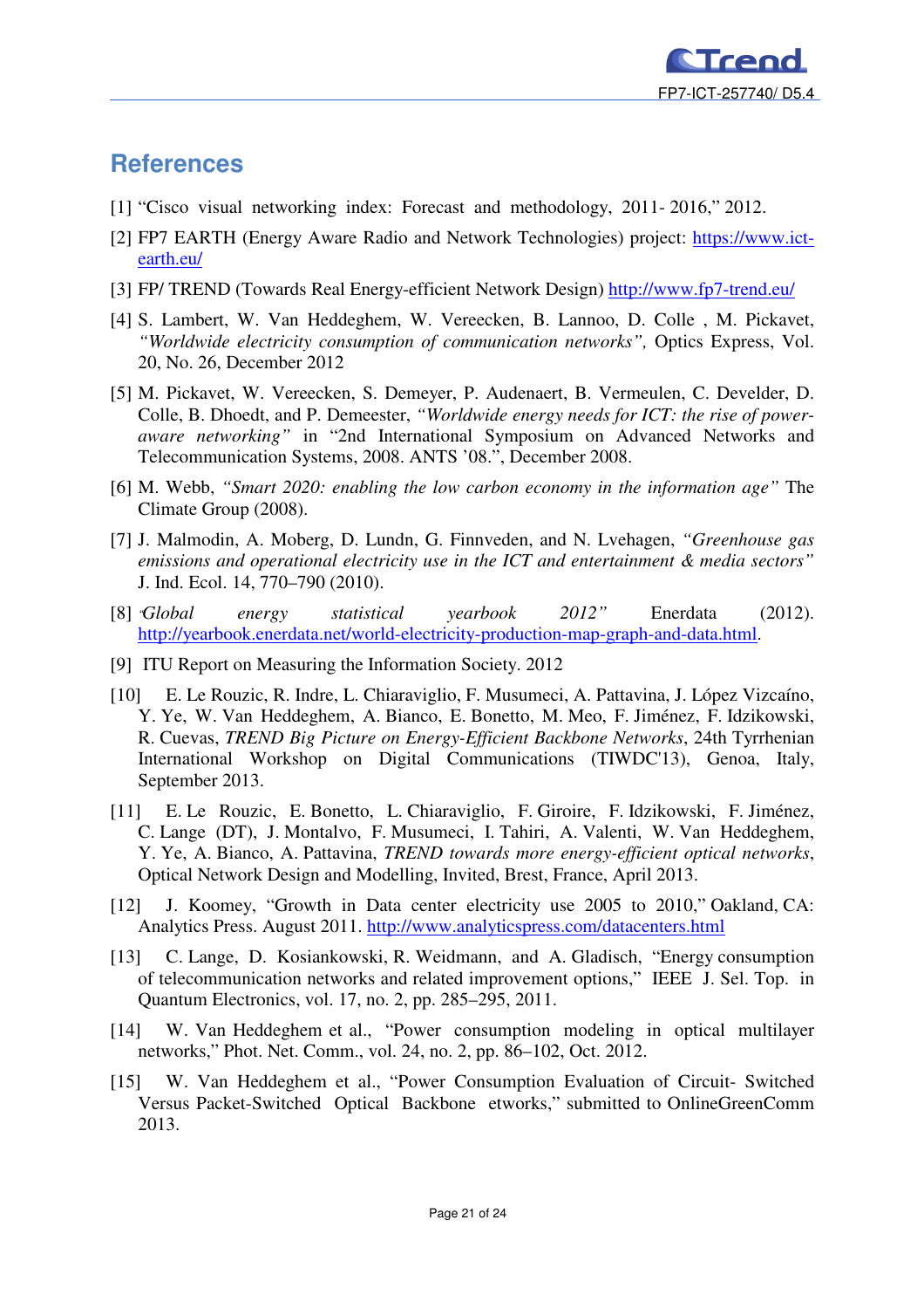# References

[1] "Cisco visual networking index: Forecast and methodology, 2011- 2016," 2012.

[2] FP7 EARTH (Energy Aware Radio and Network Technologies) project: https://www.ict-earth.eu/

[3] FP/ TREND (Towards Real Energy-efficient Network Design) http://www.fp7-trend.eu/

[4] S. Lambert, W. Van Heddeghem, W. Vereecken, B. Lannoo, D. Colle , M. Pickavet, *"Worldwide electricity consumption of communication networks",* Optics Express, Vol. 20, No. 26, December 2012

[5] M. Pickavet, W. Vereecken, S. Demeyer, P. Audenaert, B. Vermeulen, C. Develder, D. Colle, B. Dhoedt, and P. Demeester, *"Worldwide energy needs for ICT: the rise of power-aware networking"* in "2nd International Symposium on Advanced Networks and Telecommunication Systems, 2008. ANTS '08.", December 2008.

[6] M. Webb, *"Smart 2020: enabling the low carbon economy in the information age"* The Climate Group (2008).

[7] J. Malmodin, A. Moberg, D. Lundn, G. Finnveden, and N. Lvehagen, *"Greenhouse gas emissions and operational electricity use in the ICT and entertainment & media sectors"* J. Ind. Ecol. 14, 770–790 (2010).

[8] *"Global energy statistical yearbook 2012"* Enerdata (2012). http://yearbook.enerdata.net/world-electricity-production-map-graph-and-data.html.

[9] ITU Report on Measuring the Information Society. 2012

[10] E. Le Rouzic, R. Indre, L. Chiaraviglio, F. Musumeci, A. Pattavina, J. López Vizcaíno, Y. Ye, W. Van Heddeghem, A. Bianco, E. Bonetto, M. Meo, F. Jiménez, F. Idzikowski, R. Cuevas, *TREND Big Picture on Energy-Efficient Backbone Networks*, 24th Tyrrhenian International Workshop on Digital Communications (TIWDC'13), Genoa, Italy, September 2013.

[11] E. Le Rouzic, E. Bonetto, L. Chiaraviglio, F. Giroire, F. Idzikowski, F. Jiménez, C. Lange (DT), J. Montalvo, F. Musumeci, I. Tahiri, A. Valenti, W. Van Heddeghem, Y. Ye, A. Bianco, A. Pattavina, *TREND towards more energy-efficient optical networks*, Optical Network Design and Modelling, Invited, Brest, France, April 2013.

[12] J. Koomey, "Growth in Data center electricity use 2005 to 2010," Oakland, CA: Analytics Press. August 2011. http://www.analyticspress.com/datacenters.html

[13] C. Lange, D. Kosiankowski, R. Weidmann, and A. Gladisch, "Energy consumption of telecommunication networks and related improvement options," IEEE J. Sel. Top. in Quantum Electronics, vol. 17, no. 2, pp. 285–295, 2011.

[14] W. Van Heddeghem et al., "Power consumption modeling in optical multilayer networks," Phot. Net. Comm., vol. 24, no. 2, pp. 86–102, Oct. 2012.

[15] W. Van Heddeghem et al., "Power Consumption Evaluation of Circuit- Switched Versus Packet-Switched Optical Backbone etworks," submitted to OnlineGreenComm 2013.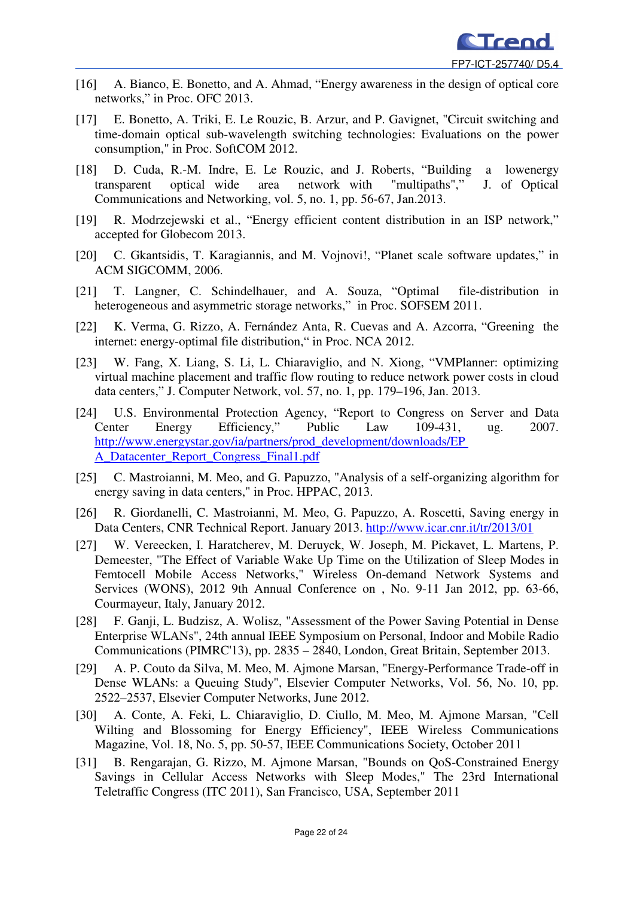[16] A. Bianco, E. Bonetto, and A. Ahmad, “Energy awareness in the design of optical core networks,” in Proc. OFC 2013.

[17] E. Bonetto, A. Triki, E. Le Rouzic, B. Arzur, and P. Gavignet, "Circuit switching and time-domain optical sub-wavelength switching technologies: Evaluations on the power consumption," in Proc. SoftCOM 2012.

[18] D. Cuda, R.-M. Indre, E. Le Rouzic, and J. Roberts, “Building a lowenergy transparent optical wide area network with "multipaths",” J. of Optical Communications and Networking, vol. 5, no. 1, pp. 56-67, Jan.2013.

[19] R. Modrzejewski et al., “Energy efficient content distribution in an ISP network,” accepted for Globecom 2013.

[20] C. Gkantsidis, T. Karagiannis, and M. Vojnovi!, “Planet scale software updates,” in ACM SIGCOMM, 2006.

[21] T. Langner, C. Schindelhauer, and A. Souza, “Optimal file-distribution in heterogeneous and asymmetric storage networks,” in Proc. SOFSEM 2011.

[22] K. Verma, G. Rizzo, A. Fernández Anta, R. Cuevas and A. Azcorra, “Greening the internet: energy-optimal file distribution,“ in Proc. NCA 2012.

[23] W. Fang, X. Liang, S. Li, L. Chiaraviglio, and N. Xiong, “VMPlanner: optimizing virtual machine placement and traffic flow routing to reduce network power costs in cloud data centers,” J. Computer Network, vol. 57, no. 1, pp. 179–196, Jan. 2013.

[24] U.S. Environmental Protection Agency, “Report to Congress on Server and Data Center Energy Efficiency,” Public Law 109-431, ug. 2007. http://www.energystar.gov/ia/partners/prod_development/downloads/EPA_Datacenter_Report_Congress_Final1.pdf

[25] C. Mastroianni, M. Meo, and G. Papuzzo, "Analysis of a self-organizing algorithm for energy saving in data centers," in Proc. HPPAC, 2013.

[26] R. Giordanelli, C. Mastroianni, M. Meo, G. Papuzzo, A. Roscetti, Saving energy in Data Centers, CNR Technical Report. January 2013. http://www.icar.cnr.it/tr/2013/01

[27] W. Vereecken, I. Haratcherev, M. Deruyck, W. Joseph, M. Pickavet, L. Martens, P. Demeester, "The Effect of Variable Wake Up Time on the Utilization of Sleep Modes in Femtocell Mobile Access Networks," Wireless On-demand Network Systems and Services (WONS), 2012 9th Annual Conference on , No. 9-11 Jan 2012, pp. 63-66, Courmayeur, Italy, January 2012.

[28] F. Ganji, L. Budzisz, A. Wolisz, "Assessment of the Power Saving Potential in Dense Enterprise WLANs", 24th annual IEEE Symposium on Personal, Indoor and Mobile Radio Communications (PIMRC'13), pp. 2835 – 2840, London, Great Britain, September 2013.

[29] A. P. Couto da Silva, M. Meo, M. Ajmone Marsan, "Energy-Performance Trade-off in Dense WLANs: a Queuing Study", Elsevier Computer Networks, Vol. 56, No. 10, pp. 2522–2537, Elsevier Computer Networks, June 2012.

[30] A. Conte, A. Feki, L. Chiaraviglio, D. Ciullo, M. Meo, M. Ajmone Marsan, "Cell Wilting and Blossoming for Energy Efficiency", IEEE Wireless Communications Magazine, Vol. 18, No. 5, pp. 50-57, IEEE Communications Society, October 2011

[31] B. Rengarajan, G. Rizzo, M. Ajmone Marsan, "Bounds on QoS-Constrained Energy Savings in Cellular Access Networks with Sleep Modes," The 23rd International Teletraffic Congress (ITC 2011), San Francisco, USA, September 2011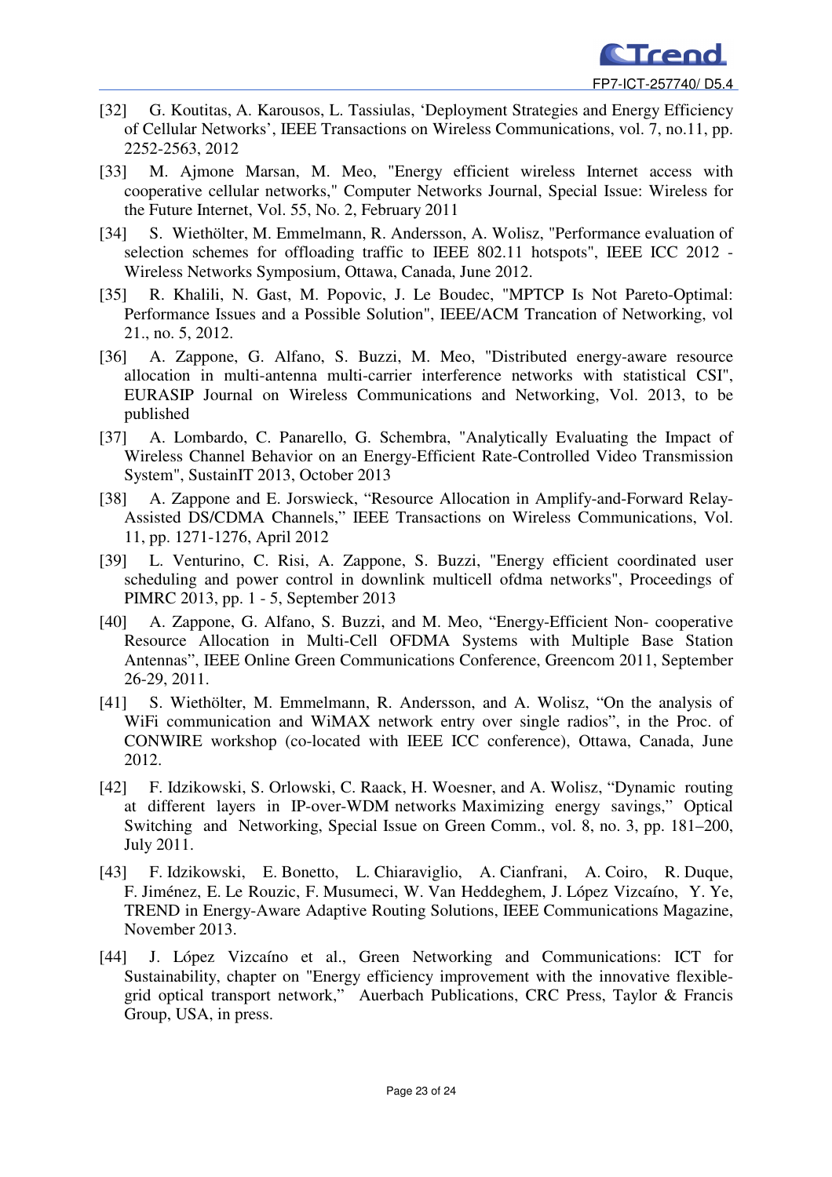[32] G. Koutitas, A. Karousos, L. Tassiulas, 'Deployment Strategies and Energy Efficiency of Cellular Networks', IEEE Transactions on Wireless Communications, vol. 7, no.11, pp. 2252-2563, 2012

[33] M. Ajmone Marsan, M. Meo, "Energy efficient wireless Internet access with cooperative cellular networks," Computer Networks Journal, Special Issue: Wireless for the Future Internet, Vol. 55, No. 2, February 2011

[34] S. Wiethölter, M. Emmelmann, R. Andersson, A. Wolisz, "Performance evaluation of selection schemes for offloading traffic to IEEE 802.11 hotspots", IEEE ICC 2012 - Wireless Networks Symposium, Ottawa, Canada, June 2012.

[35] R. Khalili, N. Gast, M. Popovic, J. Le Boudec, "MPTCP Is Not Pareto-Optimal: Performance Issues and a Possible Solution", IEEE/ACM Trancation of Networking, vol 21., no. 5, 2012.

[36] A. Zappone, G. Alfano, S. Buzzi, M. Meo, "Distributed energy-aware resource allocation in multi-antenna multi-carrier interference networks with statistical CSI", EURASIP Journal on Wireless Communications and Networking, Vol. 2013, to be published

[37] A. Lombardo, C. Panarello, G. Schembra, "Analytically Evaluating the Impact of Wireless Channel Behavior on an Energy-Efficient Rate-Controlled Video Transmission System", SustainIT 2013, October 2013

[38] A. Zappone and E. Jorswieck, "Resource Allocation in Amplify-and-Forward Relay-Assisted DS/CDMA Channels," IEEE Transactions on Wireless Communications, Vol. 11, pp. 1271-1276, April 2012

[39] L. Venturino, C. Risi, A. Zappone, S. Buzzi, "Energy efficient coordinated user scheduling and power control in downlink multicell ofdma networks", Proceedings of PIMRC 2013, pp. 1 - 5, September 2013

[40] A. Zappone, G. Alfano, S. Buzzi, and M. Meo, "Energy-Efficient Non- cooperative Resource Allocation in Multi-Cell OFDMA Systems with Multiple Base Station Antennas", IEEE Online Green Communications Conference, Greencom 2011, September 26-29, 2011.

[41] S. Wiethölter, M. Emmelmann, R. Andersson, and A. Wolisz, "On the analysis of WiFi communication and WiMAX network entry over single radios", in the Proc. of CONWIRE workshop (co-located with IEEE ICC conference), Ottawa, Canada, June 2012.

[42] F. Idzikowski, S. Orlowski, C. Raack, H. Woesner, and A. Wolisz, "Dynamic routing at different layers in IP-over-WDM networks Maximizing energy savings," Optical Switching and Networking, Special Issue on Green Comm., vol. 8, no. 3, pp. 181–200, July 2011.

[43] F. Idzikowski, E. Bonetto, L. Chiaraviglio, A. Cianfrani, A. Coiro, R. Duque, F. Jiménez, E. Le Rouzic, F. Musumeci, W. Van Heddeghem, J. López Vizcaíno, Y. Ye, TREND in Energy-Aware Adaptive Routing Solutions, IEEE Communications Magazine, November 2013.

[44] J. López Vizcaíno et al., Green Networking and Communications: ICT for Sustainability, chapter on "Energy efficiency improvement with the innovative flexible-grid optical transport network," Auerbach Publications, CRC Press, Taylor & Francis Group, USA, in press.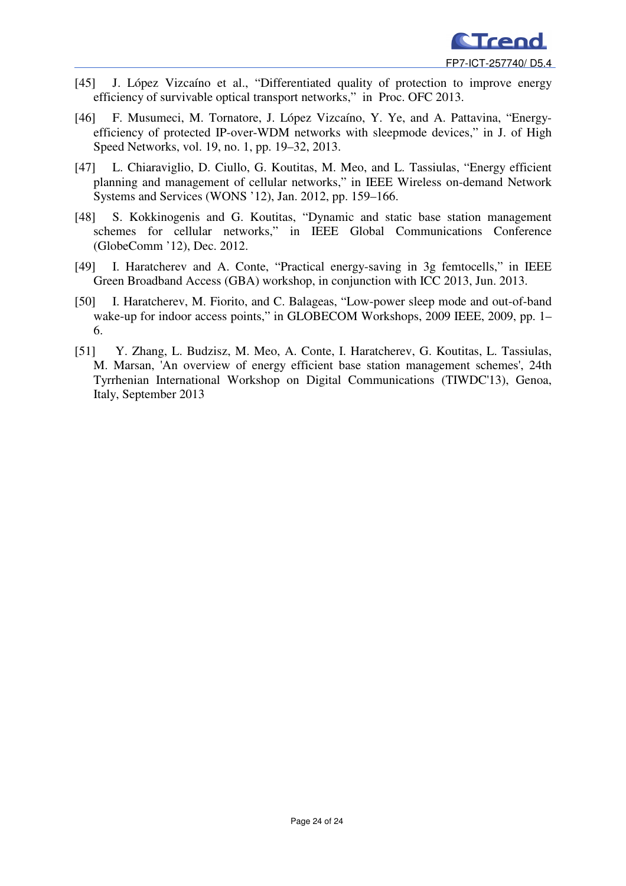[45] J. López Vizcaíno et al., "Differentiated quality of protection to improve energy efficiency of survivable optical transport networks," in Proc. OFC 2013.

[46] F. Musumeci, M. Tornatore, J. López Vizcaíno, Y. Ye, and A. Pattavina, "Energy-efficiency of protected IP-over-WDM networks with sleepmode devices," in J. of High Speed Networks, vol. 19, no. 1, pp. 19–32, 2013.

[47] L. Chiaraviglio, D. Ciullo, G. Koutitas, M. Meo, and L. Tassiulas, "Energy efficient planning and management of cellular networks," in IEEE Wireless on-demand Network Systems and Services (WONS '12), Jan. 2012, pp. 159–166.

[48] S. Kokkinogenis and G. Koutitas, "Dynamic and static base station management schemes for cellular networks," in IEEE Global Communications Conference (GlobeComm '12), Dec. 2012.

[49] I. Haratcherev and A. Conte, "Practical energy-saving in 3g femtocells," in IEEE Green Broadband Access (GBA) workshop, in conjunction with ICC 2013, Jun. 2013.

[50] I. Haratcherev, M. Fiorito, and C. Balageas, "Low-power sleep mode and out-of-band wake-up for indoor access points," in GLOBECOM Workshops, 2009 IEEE, 2009, pp. 1–6.

[51] Y. Zhang, L. Budzisz, M. Meo, A. Conte, I. Haratcherev, G. Koutitas, L. Tassiulas, M. Marsan, 'An overview of energy efficient base station management schemes', 24th Tyrrhenian International Workshop on Digital Communications (TIWDC'13), Genoa, Italy, September 2013